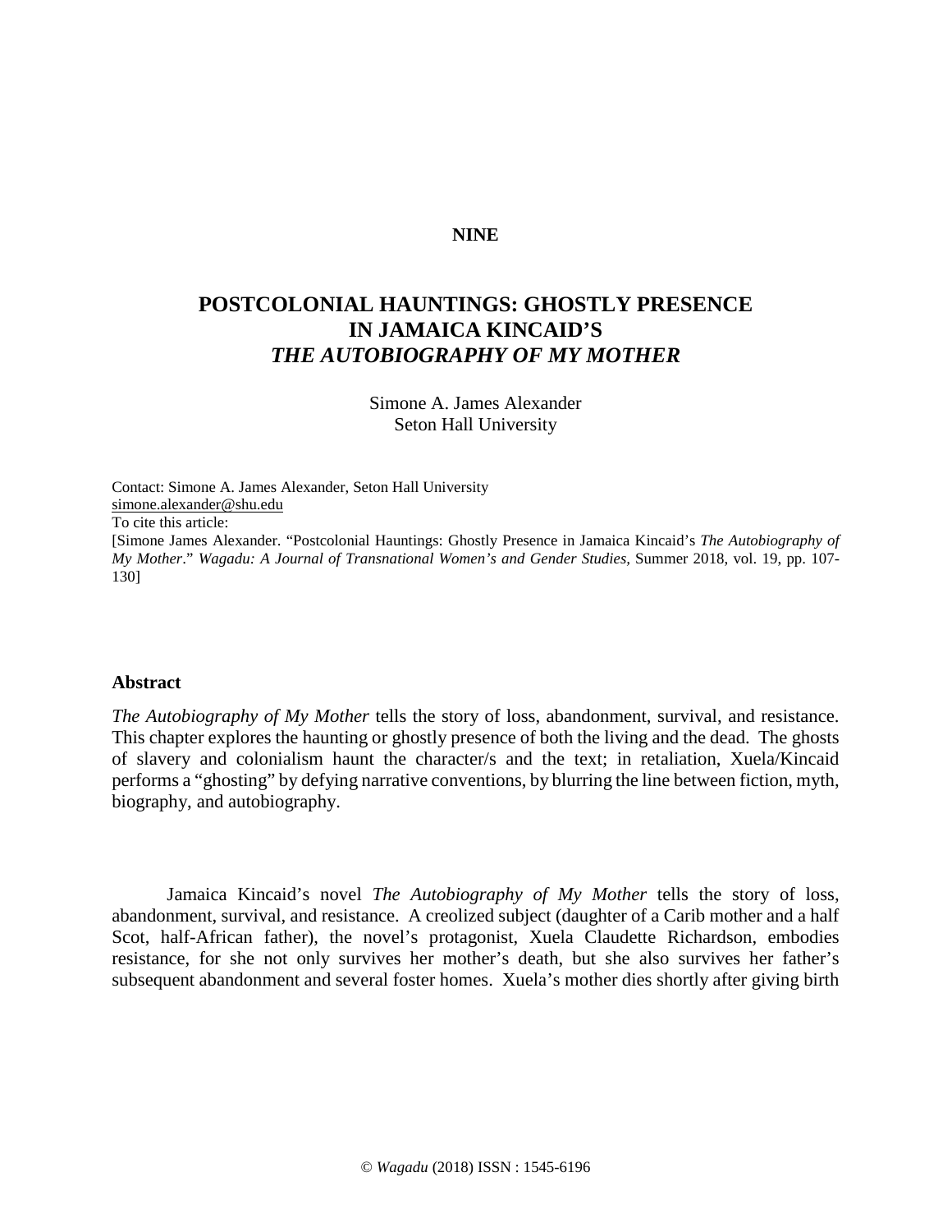NINE

# POSTCOLONIAL HAUNTINGS: GHOSTLY PRESENCE IN JAMAICA KINCAID'S *THE AUTOBIOGRAPHY OF MY MOTHER*

Simone A. James Alexander
Seton Hall University

Contact: Simone A. James Alexander, Seton Hall University
simone.alexander@shu.edu
To cite this article:
[Simone James Alexander. "Postcolonial Hauntings: Ghostly Presence in Jamaica Kincaid's *The Autobiography of My Mother*." *Wagadu: A Journal of Transnational Women's and Gender Studies*, Summer 2018, vol. 19, pp. 107-130]

## Abstract

*The Autobiography of My Mother* tells the story of loss, abandonment, survival, and resistance. This chapter explores the haunting or ghostly presence of both the living and the dead. The ghosts of slavery and colonialism haunt the character/s and the text; in retaliation, Xuela/Kincaid performs a "ghosting" by defying narrative conventions, by blurring the line between fiction, myth, biography, and autobiography.

Jamaica Kincaid's novel *The Autobiography of My Mother* tells the story of loss, abandonment, survival, and resistance. A creolized subject (daughter of a Carib mother and a half Scot, half-African father), the novel's protagonist, Xuela Claudette Richardson, embodies resistance, for she not only survives her mother's death, but she also survives her father's subsequent abandonment and several foster homes. Xuela's mother dies shortly after giving birth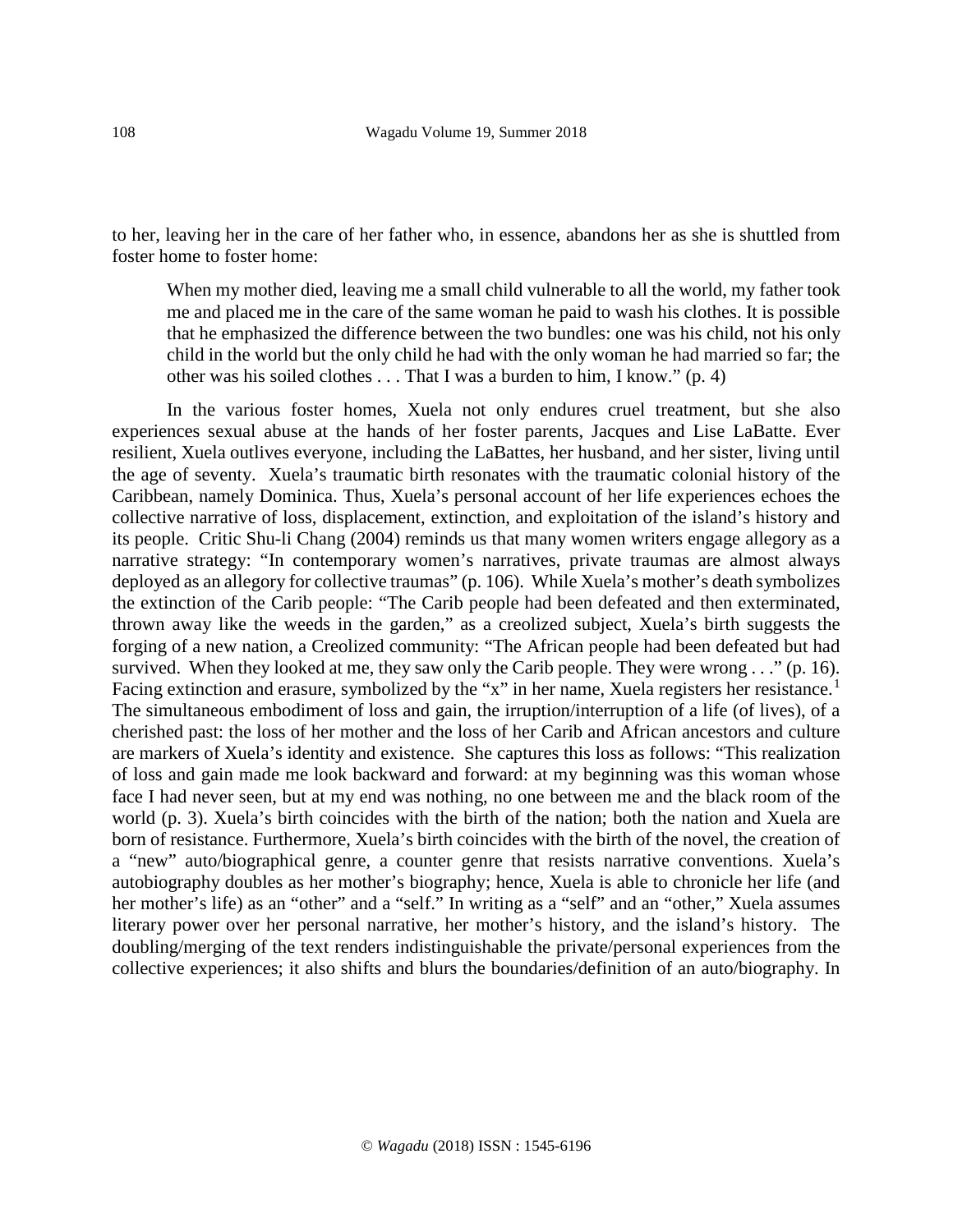to her, leaving her in the care of her father who, in essence, abandons her as she is shuttled from foster home to foster home:

> When my mother died, leaving me a small child vulnerable to all the world, my father took me and placed me in the care of the same woman he paid to wash his clothes. It is possible that he emphasized the difference between the two bundles: one was his child, not his only child in the world but the only child he had with the only woman he had married so far; the other was his soiled clothes . . . That I was a burden to him, I know." (p. 4)

In the various foster homes, Xuela not only endures cruel treatment, but she also experiences sexual abuse at the hands of her foster parents, Jacques and Lise LaBatte. Ever resilient, Xuela outlives everyone, including the LaBattes, her husband, and her sister, living until the age of seventy. Xuela's traumatic birth resonates with the traumatic colonial history of the Caribbean, namely Dominica. Thus, Xuela's personal account of her life experiences echoes the collective narrative of loss, displacement, extinction, and exploitation of the island's history and its people. Critic Shu-li Chang (2004) reminds us that many women writers engage allegory as a narrative strategy: "In contemporary women's narratives, private traumas are almost always deployed as an allegory for collective traumas" (p. 106). While Xuela's mother's death symbolizes the extinction of the Carib people: "The Carib people had been defeated and then exterminated, thrown away like the weeds in the garden," as a creolized subject, Xuela's birth suggests the forging of a new nation, a Creolized community: "The African people had been defeated but had survived. When they looked at me, they saw only the Carib people. They were wrong . . ." (p. 16). Facing extinction and erasure, symbolized by the "x" in her name, Xuela registers her resistance.[1] The simultaneous embodiment of loss and gain, the irruption/interruption of a life (of lives), of a cherished past: the loss of her mother and the loss of her Carib and African ancestors and culture are markers of Xuela's identity and existence. She captures this loss as follows: "This realization of loss and gain made me look backward and forward: at my beginning was this woman whose face I had never seen, but at my end was nothing, no one between me and the black room of the world (p. 3). Xuela's birth coincides with the birth of the nation; both the nation and Xuela are born of resistance. Furthermore, Xuela's birth coincides with the birth of the novel, the creation of a "new" auto/biographical genre, a counter genre that resists narrative conventions. Xuela's autobiography doubles as her mother's biography; hence, Xuela is able to chronicle her life (and her mother's life) as an "other" and a "self." In writing as a "self" and an "other," Xuela assumes literary power over her personal narrative, her mother's history, and the island's history. The doubling/merging of the text renders indistinguishable the private/personal experiences from the collective experiences; it also shifts and blurs the boundaries/definition of an auto/biography. In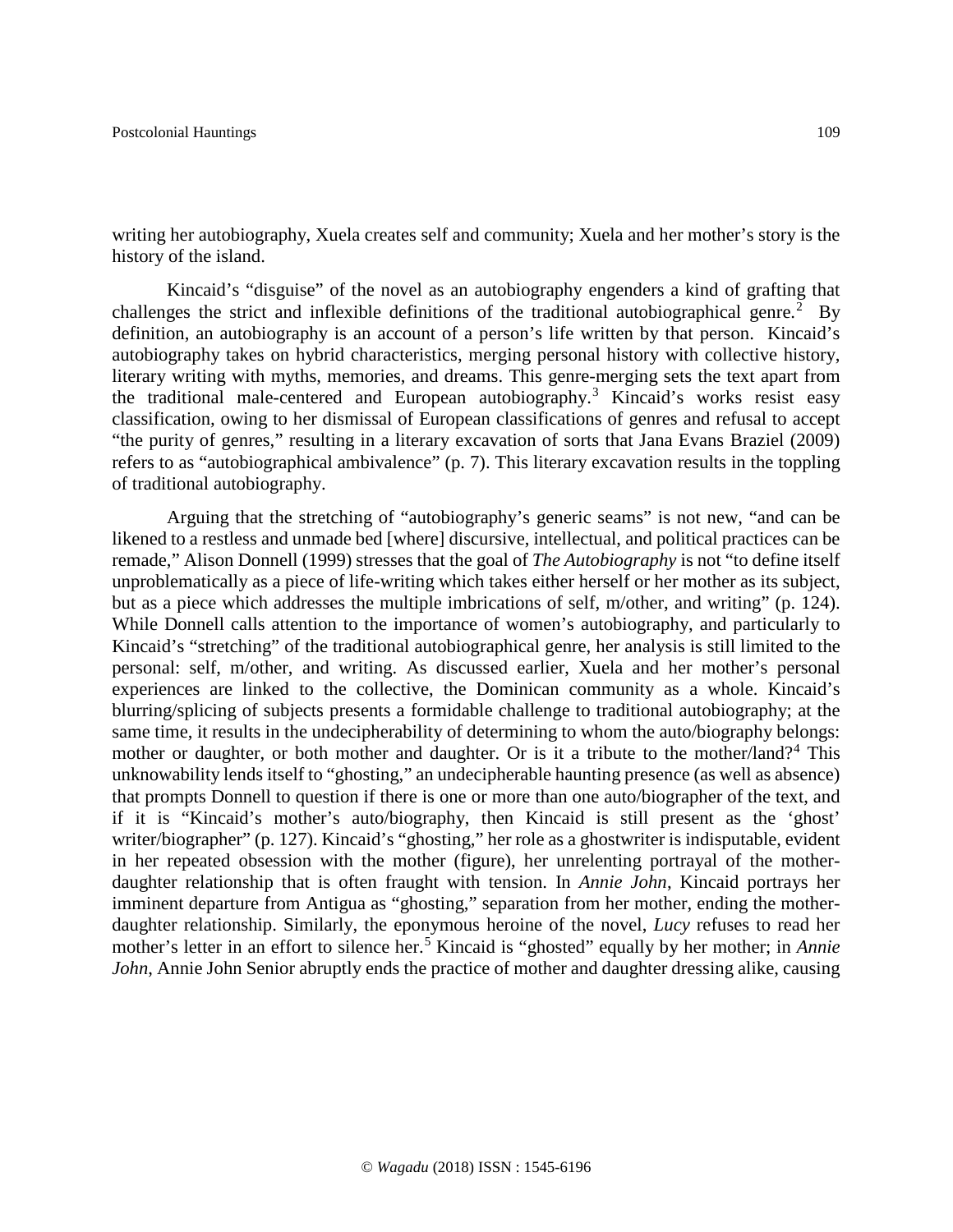writing her autobiography, Xuela creates self and community; Xuela and her mother's story is the history of the island.

Kincaid's "disguise" of the novel as an autobiography engenders a kind of grafting that challenges the strict and inflexible definitions of the traditional autobiographical genre.[2] By definition, an autobiography is an account of a person's life written by that person. Kincaid's autobiography takes on hybrid characteristics, merging personal history with collective history, literary writing with myths, memories, and dreams. This genre-merging sets the text apart from the traditional male-centered and European autobiography.[3] Kincaid's works resist easy classification, owing to her dismissal of European classifications of genres and refusal to accept "the purity of genres," resulting in a literary excavation of sorts that Jana Evans Braziel (2009) refers to as "autobiographical ambivalence" (p. 7). This literary excavation results in the toppling of traditional autobiography.

Arguing that the stretching of "autobiography's generic seams" is not new, "and can be likened to a restless and unmade bed [where] discursive, intellectual, and political practices can be remade," Alison Donnell (1999) stresses that the goal of *The Autobiography* is not "to define itself unproblematically as a piece of life-writing which takes either herself or her mother as its subject, but as a piece which addresses the multiple imbrications of self, m/other, and writing" (p. 124). While Donnell calls attention to the importance of women's autobiography, and particularly to Kincaid's "stretching" of the traditional autobiographical genre, her analysis is still limited to the personal: self, m/other, and writing. As discussed earlier, Xuela and her mother's personal experiences are linked to the collective, the Dominican community as a whole. Kincaid's blurring/splicing of subjects presents a formidable challenge to traditional autobiography; at the same time, it results in the undecipherability of determining to whom the auto/biography belongs: mother or daughter, or both mother and daughter. Or is it a tribute to the mother/land?[4] This unknowability lends itself to "ghosting," an undecipherable haunting presence (as well as absence) that prompts Donnell to question if there is one or more than one auto/biographer of the text, and if it is "Kincaid's mother's auto/biography, then Kincaid is still present as the 'ghost' writer/biographer" (p. 127). Kincaid's "ghosting," her role as a ghostwriter is indisputable, evident in her repeated obsession with the mother (figure), her unrelenting portrayal of the mother-daughter relationship that is often fraught with tension. In *Annie John*, Kincaid portrays her imminent departure from Antigua as "ghosting," separation from her mother, ending the mother-daughter relationship. Similarly, the eponymous heroine of the novel, *Lucy* refuses to read her mother's letter in an effort to silence her.[5] Kincaid is "ghosted" equally by her mother; in *Annie John*, Annie John Senior abruptly ends the practice of mother and daughter dressing alike, causing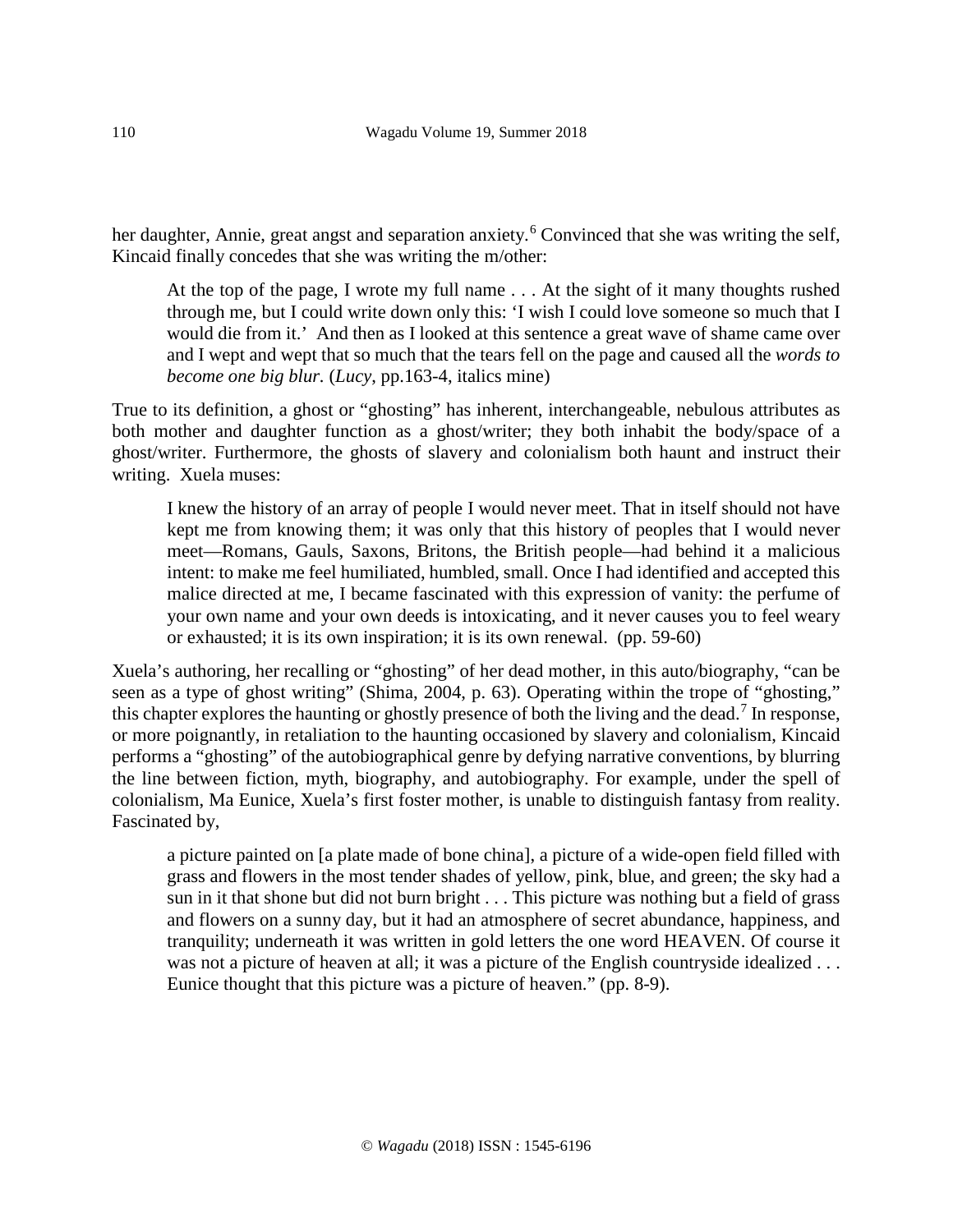her daughter, Annie, great angst and separation anxiety.[6] Convinced that she was writing the self, Kincaid finally concedes that she was writing the m/other:

> At the top of the page, I wrote my full name . . . At the sight of it many thoughts rushed through me, but I could write down only this: 'I wish I could love someone so much that I would die from it.' And then as I looked at this sentence a great wave of shame came over and I wept and wept that so much that the tears fell on the page and caused all the *words to become one big blur*. (*Lucy*, pp.163-4, italics mine)

True to its definition, a ghost or "ghosting" has inherent, interchangeable, nebulous attributes as both mother and daughter function as a ghost/writer; they both inhabit the body/space of a ghost/writer. Furthermore, the ghosts of slavery and colonialism both haunt and instruct their writing. Xuela muses:

> I knew the history of an array of people I would never meet. That in itself should not have kept me from knowing them; it was only that this history of peoples that I would never meet—Romans, Gauls, Saxons, Britons, the British people—had behind it a malicious intent: to make me feel humiliated, humbled, small. Once I had identified and accepted this malice directed at me, I became fascinated with this expression of vanity: the perfume of your own name and your own deeds is intoxicating, and it never causes you to feel weary or exhausted; it is its own inspiration; it is its own renewal. (pp. 59-60)

Xuela's authoring, her recalling or "ghosting" of her dead mother, in this auto/biography, "can be seen as a type of ghost writing" (Shima, 2004, p. 63). Operating within the trope of "ghosting," this chapter explores the haunting or ghostly presence of both the living and the dead.[7] In response, or more poignantly, in retaliation to the haunting occasioned by slavery and colonialism, Kincaid performs a "ghosting" of the autobiographical genre by defying narrative conventions, by blurring the line between fiction, myth, biography, and autobiography. For example, under the spell of colonialism, Ma Eunice, Xuela's first foster mother, is unable to distinguish fantasy from reality. Fascinated by,

> a picture painted on [a plate made of bone china], a picture of a wide-open field filled with grass and flowers in the most tender shades of yellow, pink, blue, and green; the sky had a sun in it that shone but did not burn bright . . . This picture was nothing but a field of grass and flowers on a sunny day, but it had an atmosphere of secret abundance, happiness, and tranquility; underneath it was written in gold letters the one word HEAVEN. Of course it was not a picture of heaven at all; it was a picture of the English countryside idealized . . . Eunice thought that this picture was a picture of heaven." (pp. 8-9).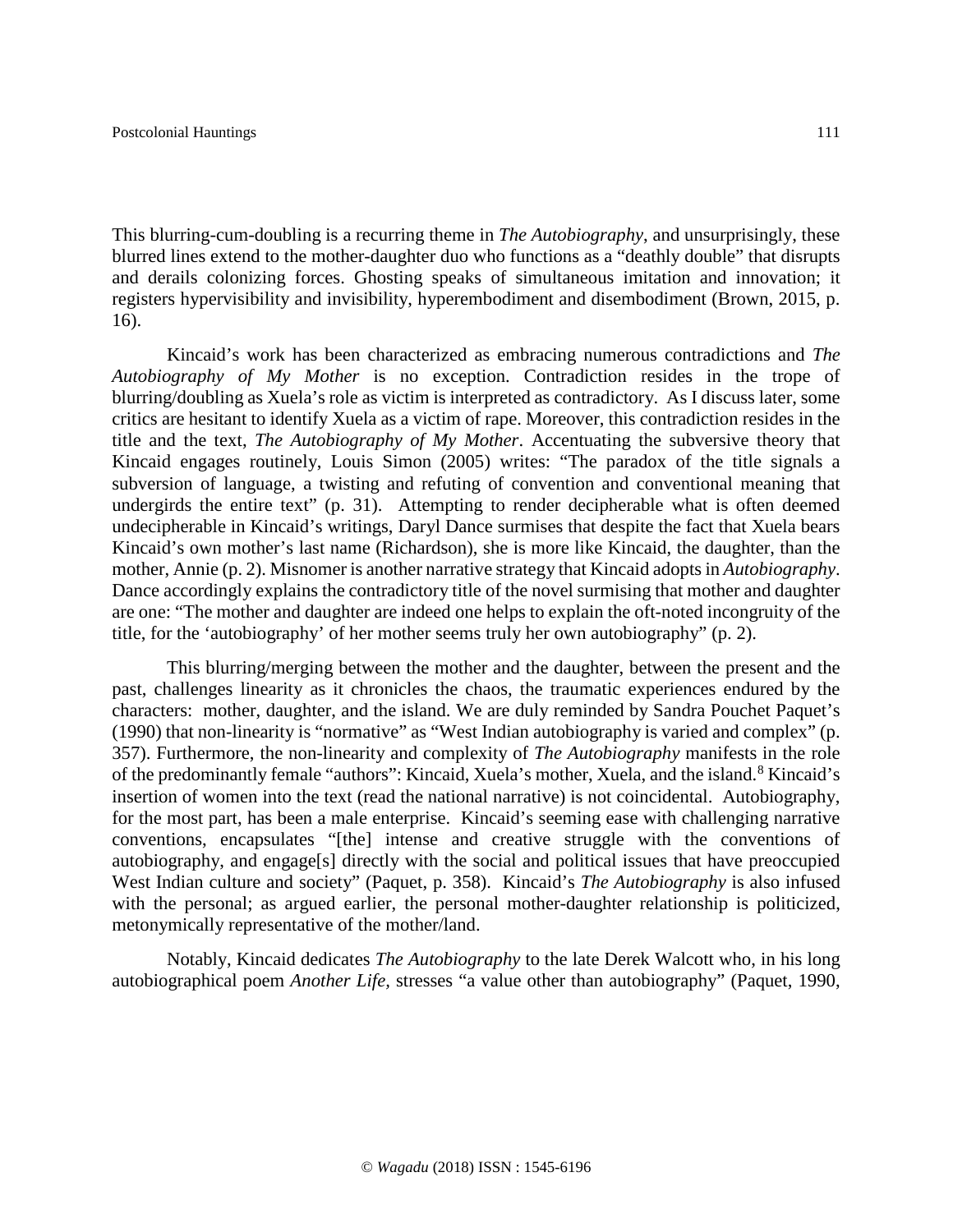This blurring-cum-doubling is a recurring theme in *The Autobiography*, and unsurprisingly, these blurred lines extend to the mother-daughter duo who functions as a "deathly double" that disrupts and derails colonizing forces. Ghosting speaks of simultaneous imitation and innovation; it registers hypervisibility and invisibility, hyperembodiment and disembodiment (Brown, 2015, p. 16).

Kincaid's work has been characterized as embracing numerous contradictions and *The Autobiography of My Mother* is no exception. Contradiction resides in the trope of blurring/doubling as Xuela's role as victim is interpreted as contradictory. As I discuss later, some critics are hesitant to identify Xuela as a victim of rape. Moreover, this contradiction resides in the title and the text, *The Autobiography of My Mother*. Accentuating the subversive theory that Kincaid engages routinely, Louis Simon (2005) writes: "The paradox of the title signals a subversion of language, a twisting and refuting of convention and conventional meaning that undergirds the entire text" (p. 31). Attempting to render decipherable what is often deemed undecipherable in Kincaid's writings, Daryl Dance surmises that despite the fact that Xuela bears Kincaid's own mother's last name (Richardson), she is more like Kincaid, the daughter, than the mother, Annie (p. 2). Misnomer is another narrative strategy that Kincaid adopts in *Autobiography*. Dance accordingly explains the contradictory title of the novel surmising that mother and daughter are one: "The mother and daughter are indeed one helps to explain the oft-noted incongruity of the title, for the 'autobiography' of her mother seems truly her own autobiography" (p. 2).

This blurring/merging between the mother and the daughter, between the present and the past, challenges linearity as it chronicles the chaos, the traumatic experiences endured by the characters: mother, daughter, and the island. We are duly reminded by Sandra Pouchet Paquet's (1990) that non-linearity is "normative" as "West Indian autobiography is varied and complex" (p. 357). Furthermore, the non-linearity and complexity of *The Autobiography* manifests in the role of the predominantly female "authors": Kincaid, Xuela's mother, Xuela, and the island.[8] Kincaid's insertion of women into the text (read the national narrative) is not coincidental. Autobiography, for the most part, has been a male enterprise. Kincaid's seeming ease with challenging narrative conventions, encapsulates "[the] intense and creative struggle with the conventions of autobiography, and engage[s] directly with the social and political issues that have preoccupied West Indian culture and society" (Paquet, p. 358). Kincaid's *The Autobiography* is also infused with the personal; as argued earlier, the personal mother-daughter relationship is politicized, metonymically representative of the mother/land.

Notably, Kincaid dedicates *The Autobiography* to the late Derek Walcott who, in his long autobiographical poem *Another Life,* stresses "a value other than autobiography" (Paquet, 1990,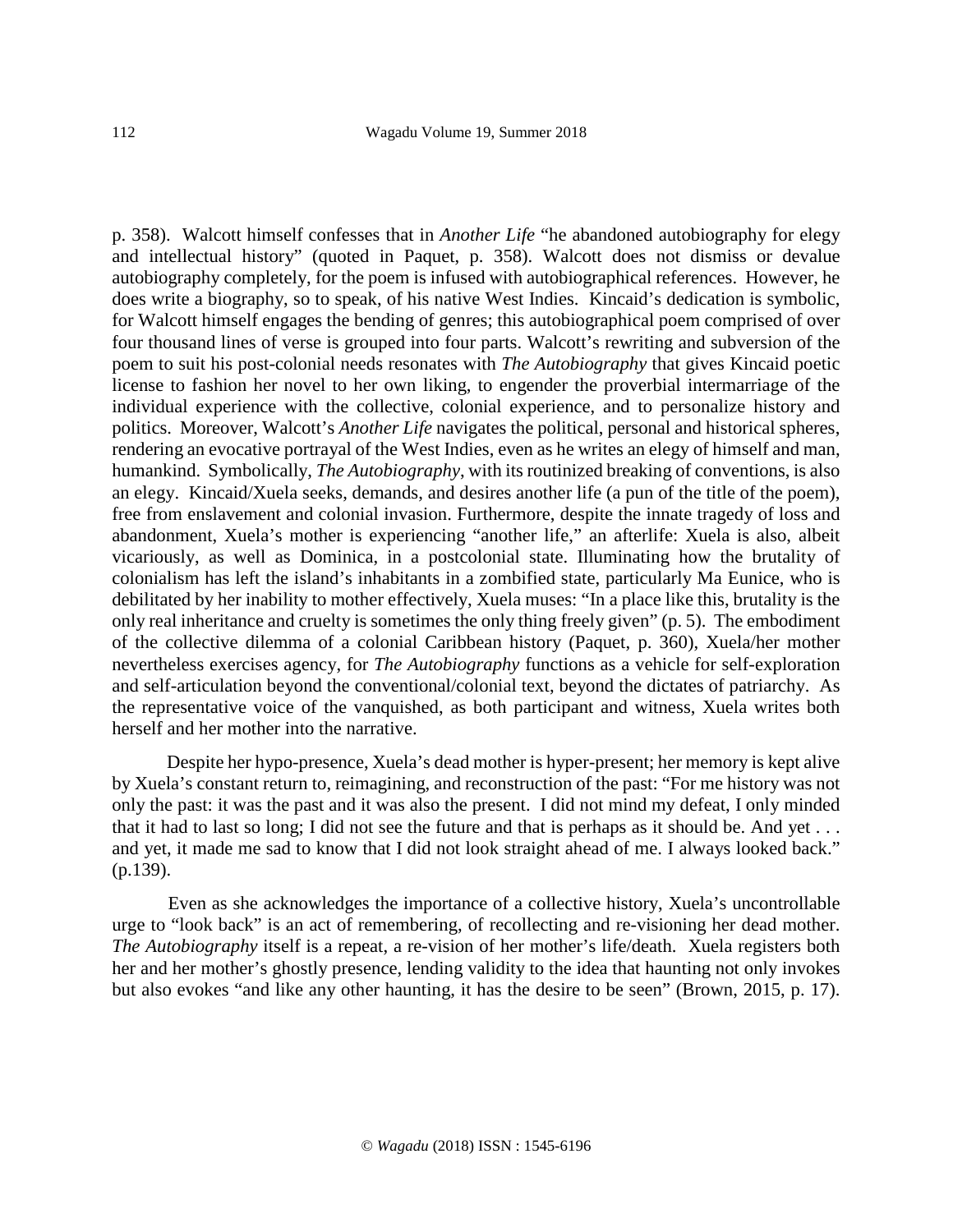p. 358). Walcott himself confesses that in *Another Life* "he abandoned autobiography for elegy and intellectual history" (quoted in Paquet, p. 358). Walcott does not dismiss or devalue autobiography completely, for the poem is infused with autobiographical references. However, he does write a biography, so to speak, of his native West Indies. Kincaid's dedication is symbolic, for Walcott himself engages the bending of genres; this autobiographical poem comprised of over four thousand lines of verse is grouped into four parts. Walcott's rewriting and subversion of the poem to suit his post-colonial needs resonates with *The Autobiography* that gives Kincaid poetic license to fashion her novel to her own liking, to engender the proverbial intermarriage of the individual experience with the collective, colonial experience, and to personalize history and politics. Moreover, Walcott's *Another Life* navigates the political, personal and historical spheres, rendering an evocative portrayal of the West Indies, even as he writes an elegy of himself and man, humankind. Symbolically, *The Autobiography*, with its routinized breaking of conventions, is also an elegy. Kincaid/Xuela seeks, demands, and desires another life (a pun of the title of the poem), free from enslavement and colonial invasion. Furthermore, despite the innate tragedy of loss and abandonment, Xuela's mother is experiencing "another life," an afterlife: Xuela is also, albeit vicariously, as well as Dominica, in a postcolonial state. Illuminating how the brutality of colonialism has left the island's inhabitants in a zombified state, particularly Ma Eunice, who is debilitated by her inability to mother effectively, Xuela muses: "In a place like this, brutality is the only real inheritance and cruelty is sometimes the only thing freely given" (p. 5). The embodiment of the collective dilemma of a colonial Caribbean history (Paquet, p. 360), Xuela/her mother nevertheless exercises agency, for *The Autobiography* functions as a vehicle for self-exploration and self-articulation beyond the conventional/colonial text, beyond the dictates of patriarchy. As the representative voice of the vanquished, as both participant and witness, Xuela writes both herself and her mother into the narrative.

Despite her hypo-presence, Xuela's dead mother is hyper-present; her memory is kept alive by Xuela's constant return to, reimagining, and reconstruction of the past: "For me history was not only the past: it was the past and it was also the present. I did not mind my defeat, I only minded that it had to last so long; I did not see the future and that is perhaps as it should be. And yet . . . and yet, it made me sad to know that I did not look straight ahead of me. I always looked back." (p.139).

Even as she acknowledges the importance of a collective history, Xuela's uncontrollable urge to "look back" is an act of remembering, of recollecting and re-visioning her dead mother. *The Autobiography* itself is a repeat, a re-vision of her mother's life/death. Xuela registers both her and her mother's ghostly presence, lending validity to the idea that haunting not only invokes but also evokes "and like any other haunting, it has the desire to be seen" (Brown, 2015, p. 17).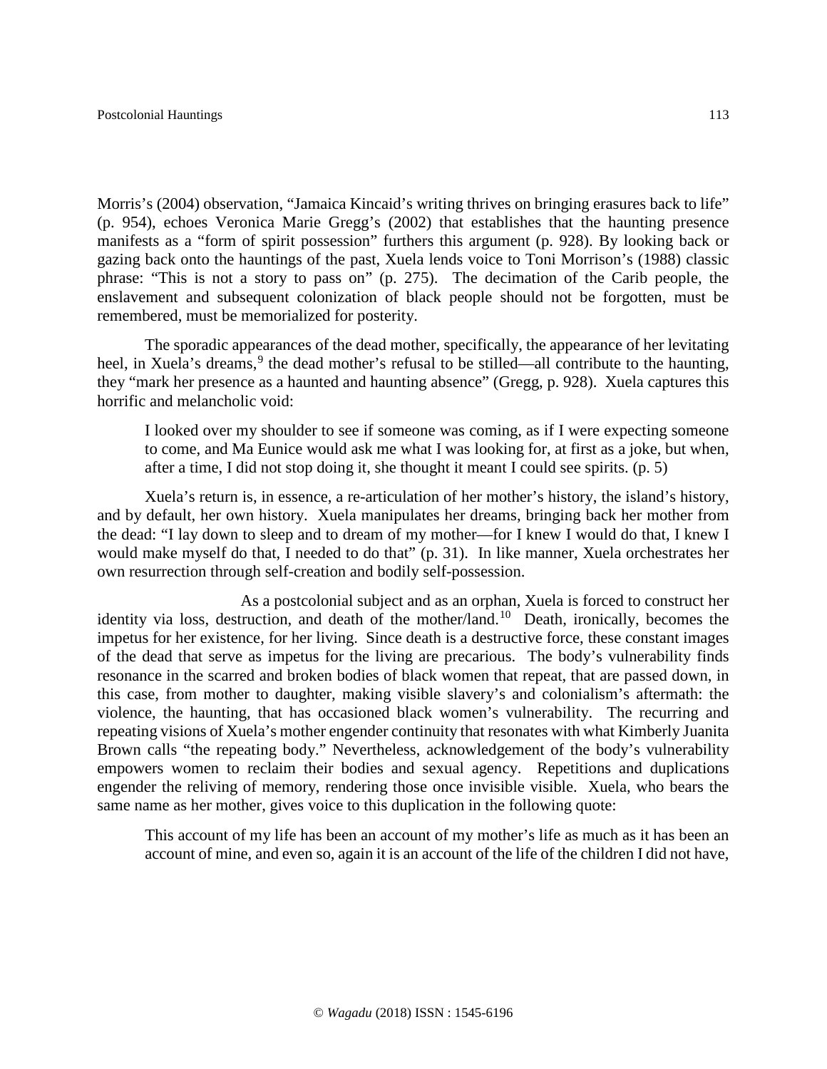Morris's (2004) observation, "Jamaica Kincaid's writing thrives on bringing erasures back to life" (p. 954), echoes Veronica Marie Gregg's (2002) that establishes that the haunting presence manifests as a "form of spirit possession" furthers this argument (p. 928). By looking back or gazing back onto the hauntings of the past, Xuela lends voice to Toni Morrison's (1988) classic phrase: "This is not a story to pass on" (p. 275). The decimation of the Carib people, the enslavement and subsequent colonization of black people should not be forgotten, must be remembered, must be memorialized for posterity.

The sporadic appearances of the dead mother, specifically, the appearance of her levitating heel, in Xuela's dreams,[9] the dead mother's refusal to be stilled—all contribute to the haunting, they "mark her presence as a haunted and haunting absence" (Gregg, p. 928). Xuela captures this horrific and melancholic void:

> I looked over my shoulder to see if someone was coming, as if I were expecting someone to come, and Ma Eunice would ask me what I was looking for, at first as a joke, but when, after a time, I did not stop doing it, she thought it meant I could see spirits. (p. 5)

Xuela's return is, in essence, a re-articulation of her mother's history, the island's history, and by default, her own history. Xuela manipulates her dreams, bringing back her mother from the dead: "I lay down to sleep and to dream of my mother—for I knew I would do that, I knew I would make myself do that, I needed to do that" (p. 31). In like manner, Xuela orchestrates her own resurrection through self-creation and bodily self-possession.

As a postcolonial subject and as an orphan, Xuela is forced to construct her identity via loss, destruction, and death of the mother/land.[10] Death, ironically, becomes the impetus for her existence, for her living. Since death is a destructive force, these constant images of the dead that serve as impetus for the living are precarious. The body's vulnerability finds resonance in the scarred and broken bodies of black women that repeat, that are passed down, in this case, from mother to daughter, making visible slavery's and colonialism's aftermath: the violence, the haunting, that has occasioned black women's vulnerability. The recurring and repeating visions of Xuela's mother engender continuity that resonates with what Kimberly Juanita Brown calls "the repeating body." Nevertheless, acknowledgement of the body's vulnerability empowers women to reclaim their bodies and sexual agency. Repetitions and duplications engender the reliving of memory, rendering those once invisible visible. Xuela, who bears the same name as her mother, gives voice to this duplication in the following quote:

> This account of my life has been an account of my mother's life as much as it has been an account of mine, and even so, again it is an account of the life of the children I did not have,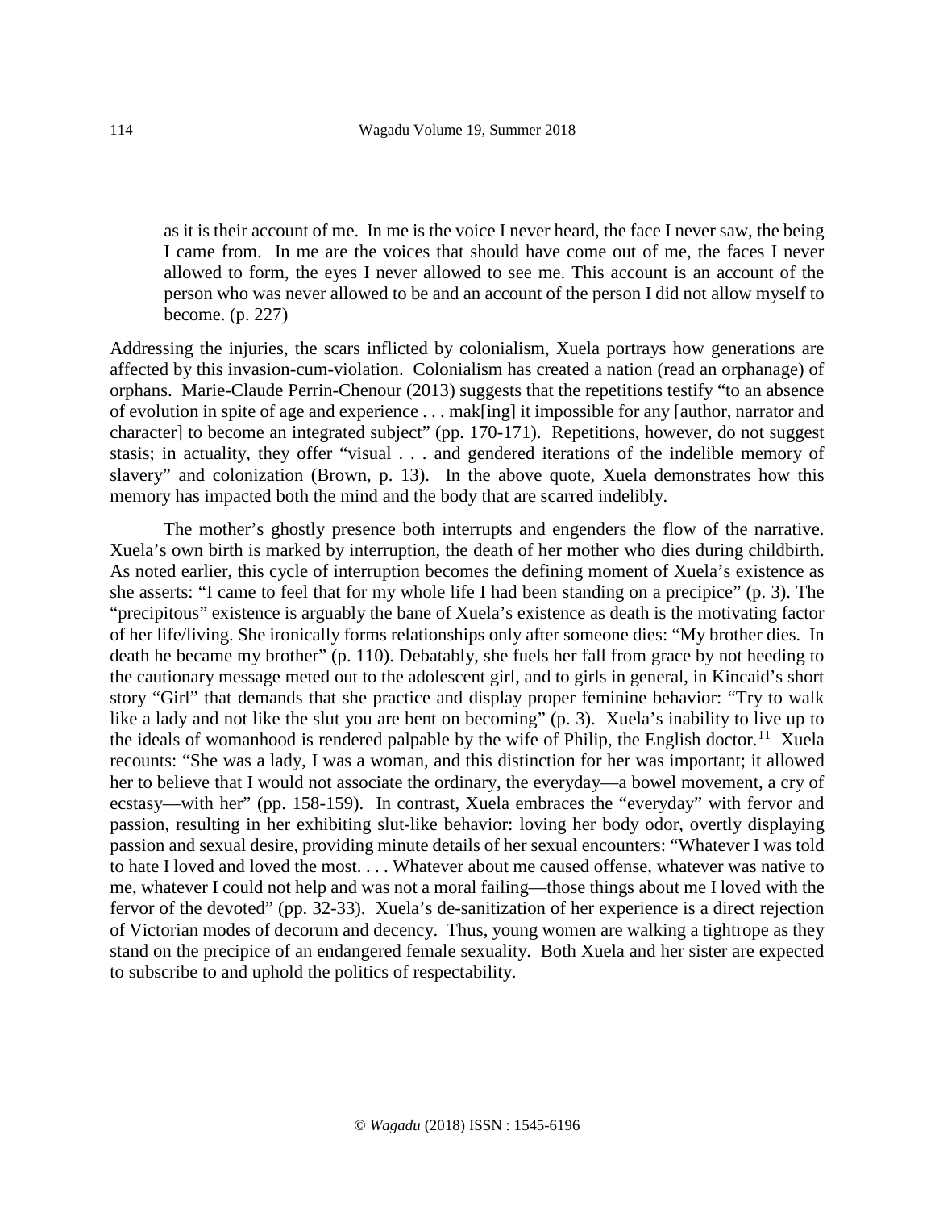> as it is their account of me. In me is the voice I never heard, the face I never saw, the being I came from. In me are the voices that should have come out of me, the faces I never allowed to form, the eyes I never allowed to see me. This account is an account of the person who was never allowed to be and an account of the person I did not allow myself to become. (p. 227)

Addressing the injuries, the scars inflicted by colonialism, Xuela portrays how generations are affected by this invasion-cum-violation. Colonialism has created a nation (read an orphanage) of orphans. Marie-Claude Perrin-Chenour (2013) suggests that the repetitions testify "to an absence of evolution in spite of age and experience . . . mak[ing] it impossible for any [author, narrator and character] to become an integrated subject" (pp. 170-171). Repetitions, however, do not suggest stasis; in actuality, they offer "visual . . . and gendered iterations of the indelible memory of slavery" and colonization (Brown, p. 13). In the above quote, Xuela demonstrates how this memory has impacted both the mind and the body that are scarred indelibly.

The mother's ghostly presence both interrupts and engenders the flow of the narrative. Xuela's own birth is marked by interruption, the death of her mother who dies during childbirth. As noted earlier, this cycle of interruption becomes the defining moment of Xuela's existence as she asserts: "I came to feel that for my whole life I had been standing on a precipice" (p. 3). The "precipitous" existence is arguably the bane of Xuela's existence as death is the motivating factor of her life/living. She ironically forms relationships only after someone dies: "My brother dies. In death he became my brother" (p. 110). Debatably, she fuels her fall from grace by not heeding to the cautionary message meted out to the adolescent girl, and to girls in general, in Kincaid's short story "Girl" that demands that she practice and display proper feminine behavior: "Try to walk like a lady and not like the slut you are bent on becoming" (p. 3). Xuela's inability to live up to the ideals of womanhood is rendered palpable by the wife of Philip, the English doctor.[11] Xuela recounts: "She was a lady, I was a woman, and this distinction for her was important; it allowed her to believe that I would not associate the ordinary, the everyday—a bowel movement, a cry of ecstasy—with her" (pp. 158-159). In contrast, Xuela embraces the "everyday" with fervor and passion, resulting in her exhibiting slut-like behavior: loving her body odor, overtly displaying passion and sexual desire, providing minute details of her sexual encounters: "Whatever I was told to hate I loved and loved the most. . . . Whatever about me caused offense, whatever was native to me, whatever I could not help and was not a moral failing—those things about me I loved with the fervor of the devoted" (pp. 32-33). Xuela's de-sanitization of her experience is a direct rejection of Victorian modes of decorum and decency. Thus, young women are walking a tightrope as they stand on the precipice of an endangered female sexuality. Both Xuela and her sister are expected to subscribe to and uphold the politics of respectability.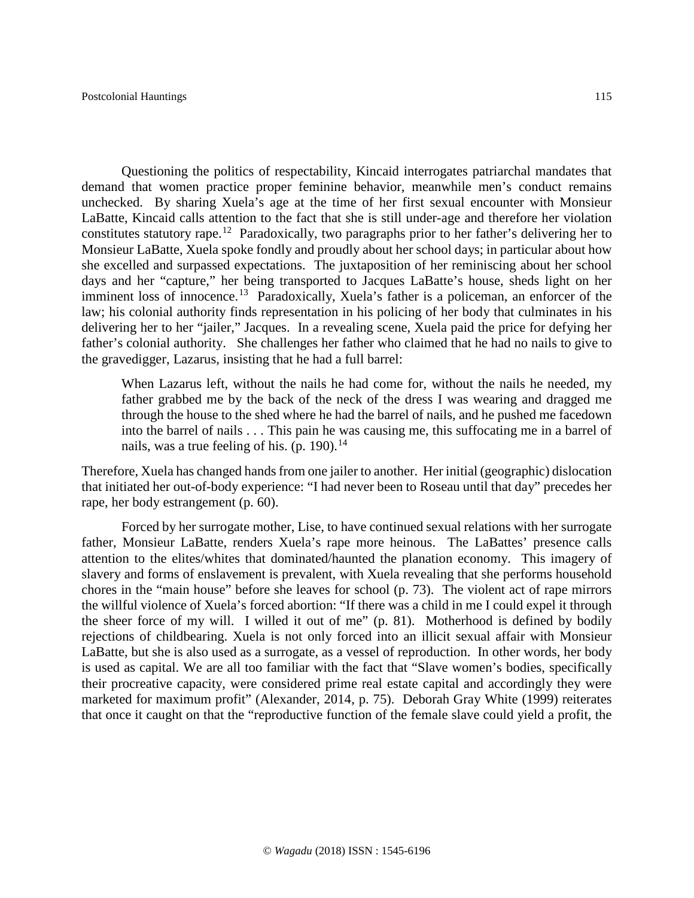Questioning the politics of respectability, Kincaid interrogates patriarchal mandates that demand that women practice proper feminine behavior, meanwhile men's conduct remains unchecked. By sharing Xuela's age at the time of her first sexual encounter with Monsieur LaBatte, Kincaid calls attention to the fact that she is still under-age and therefore her violation constitutes statutory rape.[12] Paradoxically, two paragraphs prior to her father's delivering her to Monsieur LaBatte, Xuela spoke fondly and proudly about her school days; in particular about how she excelled and surpassed expectations. The juxtaposition of her reminiscing about her school days and her "capture," her being transported to Jacques LaBatte's house, sheds light on her imminent loss of innocence.[13] Paradoxically, Xuela's father is a policeman, an enforcer of the law; his colonial authority finds representation in his policing of her body that culminates in his delivering her to her "jailer," Jacques. In a revealing scene, Xuela paid the price for defying her father's colonial authority. She challenges her father who claimed that he had no nails to give to the gravedigger, Lazarus, insisting that he had a full barrel:

> When Lazarus left, without the nails he had come for, without the nails he needed, my father grabbed me by the back of the neck of the dress I was wearing and dragged me through the house to the shed where he had the barrel of nails, and he pushed me facedown into the barrel of nails . . . This pain he was causing me, this suffocating me in a barrel of nails, was a true feeling of his. (p. 190).[14]

Therefore, Xuela has changed hands from one jailer to another. Her initial (geographic) dislocation that initiated her out-of-body experience: "I had never been to Roseau until that day" precedes her rape, her body estrangement (p. 60).

Forced by her surrogate mother, Lise, to have continued sexual relations with her surrogate father, Monsieur LaBatte, renders Xuela's rape more heinous. The LaBattes' presence calls attention to the elites/whites that dominated/haunted the planation economy. This imagery of slavery and forms of enslavement is prevalent, with Xuela revealing that she performs household chores in the "main house" before she leaves for school (p. 73). The violent act of rape mirrors the willful violence of Xuela's forced abortion: "If there was a child in me I could expel it through the sheer force of my will. I willed it out of me" (p. 81). Motherhood is defined by bodily rejections of childbearing. Xuela is not only forced into an illicit sexual affair with Monsieur LaBatte, but she is also used as a surrogate, as a vessel of reproduction. In other words, her body is used as capital. We are all too familiar with the fact that "Slave women's bodies, specifically their procreative capacity, were considered prime real estate capital and accordingly they were marketed for maximum profit" (Alexander, 2014, p. 75). Deborah Gray White (1999) reiterates that once it caught on that the "reproductive function of the female slave could yield a profit, the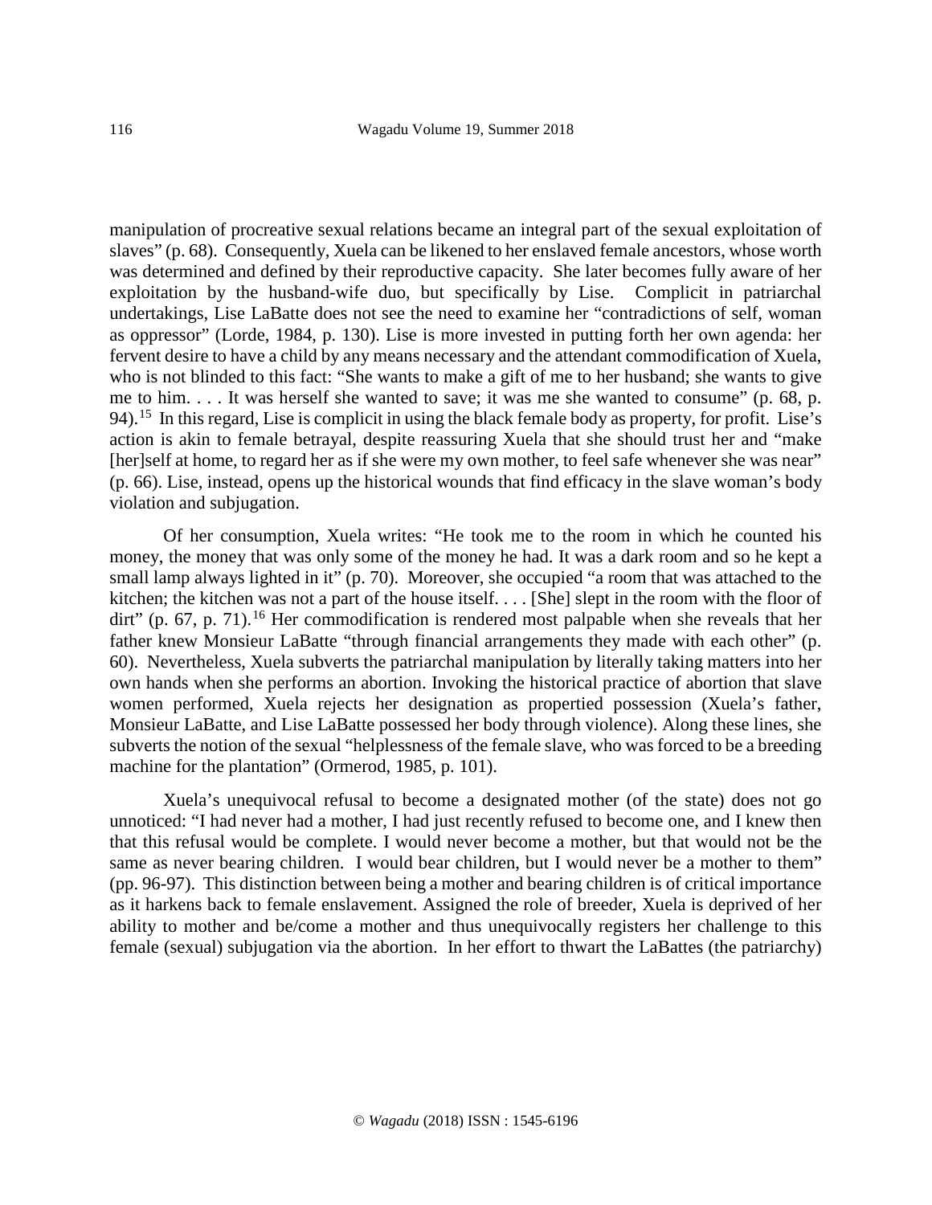manipulation of procreative sexual relations became an integral part of the sexual exploitation of slaves" (p. 68). Consequently, Xuela can be likened to her enslaved female ancestors, whose worth was determined and defined by their reproductive capacity. She later becomes fully aware of her exploitation by the husband-wife duo, but specifically by Lise. Complicit in patriarchal undertakings, Lise LaBatte does not see the need to examine her "contradictions of self, woman as oppressor" (Lorde, 1984, p. 130). Lise is more invested in putting forth her own agenda: her fervent desire to have a child by any means necessary and the attendant commodification of Xuela, who is not blinded to this fact: "She wants to make a gift of me to her husband; she wants to give me to him. . . . It was herself she wanted to save; it was me she wanted to consume" (p. 68, p. 94).[15] In this regard, Lise is complicit in using the black female body as property, for profit. Lise's action is akin to female betrayal, despite reassuring Xuela that she should trust her and "make [her]self at home, to regard her as if she were my own mother, to feel safe whenever she was near" (p. 66). Lise, instead, opens up the historical wounds that find efficacy in the slave woman's body violation and subjugation.

Of her consumption, Xuela writes: "He took me to the room in which he counted his money, the money that was only some of the money he had. It was a dark room and so he kept a small lamp always lighted in it" (p. 70). Moreover, she occupied "a room that was attached to the kitchen; the kitchen was not a part of the house itself. . . . [She] slept in the room with the floor of dirt" (p. 67, p. 71).[16] Her commodification is rendered most palpable when she reveals that her father knew Monsieur LaBatte "through financial arrangements they made with each other" (p. 60). Nevertheless, Xuela subverts the patriarchal manipulation by literally taking matters into her own hands when she performs an abortion. Invoking the historical practice of abortion that slave women performed, Xuela rejects her designation as propertied possession (Xuela's father, Monsieur LaBatte, and Lise LaBatte possessed her body through violence). Along these lines, she subverts the notion of the sexual "helplessness of the female slave, who was forced to be a breeding machine for the plantation" (Ormerod, 1985, p. 101).

Xuela's unequivocal refusal to become a designated mother (of the state) does not go unnoticed: "I had never had a mother, I had just recently refused to become one, and I knew then that this refusal would be complete. I would never become a mother, but that would not be the same as never bearing children. I would bear children, but I would never be a mother to them" (pp. 96-97). This distinction between being a mother and bearing children is of critical importance as it harkens back to female enslavement. Assigned the role of breeder, Xuela is deprived of her ability to mother and be/come a mother and thus unequivocally registers her challenge to this female (sexual) subjugation via the abortion. In her effort to thwart the LaBattes (the patriarchy)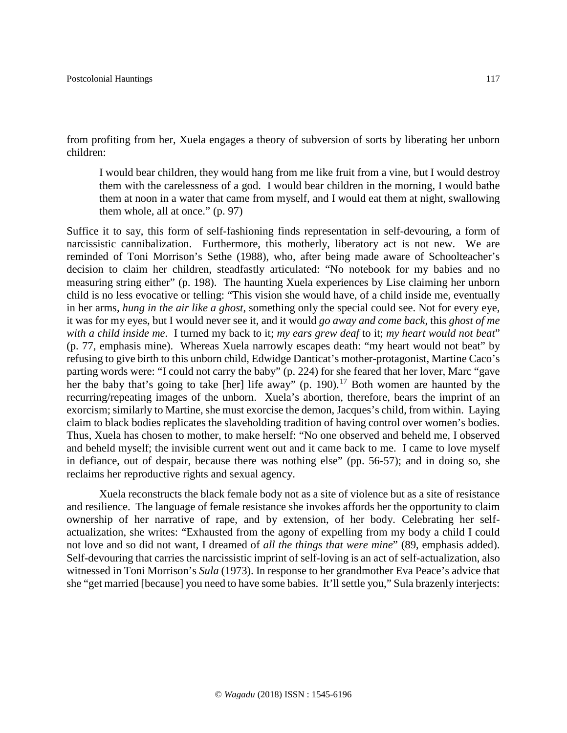from profiting from her, Xuela engages a theory of subversion of sorts by liberating her unborn children:

> I would bear children, they would hang from me like fruit from a vine, but I would destroy them with the carelessness of a god. I would bear children in the morning, I would bathe them at noon in a water that came from myself, and I would eat them at night, swallowing them whole, all at once." (p. 97)

Suffice it to say, this form of self-fashioning finds representation in self-devouring, a form of narcissistic cannibalization. Furthermore, this motherly, liberatory act is not new. We are reminded of Toni Morrison's Sethe (1988), who, after being made aware of Schoolteacher's decision to claim her children, steadfastly articulated: "No notebook for my babies and no measuring string either" (p. 198). The haunting Xuela experiences by Lise claiming her unborn child is no less evocative or telling: "This vision she would have, of a child inside me, eventually in her arms, *hung in the air like a ghost*, something only the special could see. Not for every eye, it was for my eyes, but I would never see it, and it would *go away and come back*, this *ghost of me with a child inside me*. I turned my back to it; *my ears grew deaf* to it; *my heart would not beat*" (p. 77, emphasis mine). Whereas Xuela narrowly escapes death: "my heart would not beat" by refusing to give birth to this unborn child, Edwidge Danticat's mother-protagonist, Martine Caco's parting words were: "I could not carry the baby" (p. 224) for she feared that her lover, Marc "gave her the baby that's going to take [her] life away" (p. 190).[17] Both women are haunted by the recurring/repeating images of the unborn. Xuela's abortion, therefore, bears the imprint of an exorcism; similarly to Martine, she must exorcise the demon, Jacques's child, from within. Laying claim to black bodies replicates the slaveholding tradition of having control over women's bodies. Thus, Xuela has chosen to mother, to make herself: "No one observed and beheld me, I observed and beheld myself; the invisible current went out and it came back to me. I came to love myself in defiance, out of despair, because there was nothing else" (pp. 56-57); and in doing so, she reclaims her reproductive rights and sexual agency.

Xuela reconstructs the black female body not as a site of violence but as a site of resistance and resilience. The language of female resistance she invokes affords her the opportunity to claim ownership of her narrative of rape, and by extension, of her body. Celebrating her self-actualization, she writes: "Exhausted from the agony of expelling from my body a child I could not love and so did not want, I dreamed of *all the things that were mine*" (89, emphasis added). Self-devouring that carries the narcissistic imprint of self-loving is an act of self-actualization, also witnessed in Toni Morrison's *Sula* (1973). In response to her grandmother Eva Peace's advice that she "get married [because] you need to have some babies. It'll settle you," Sula brazenly interjects: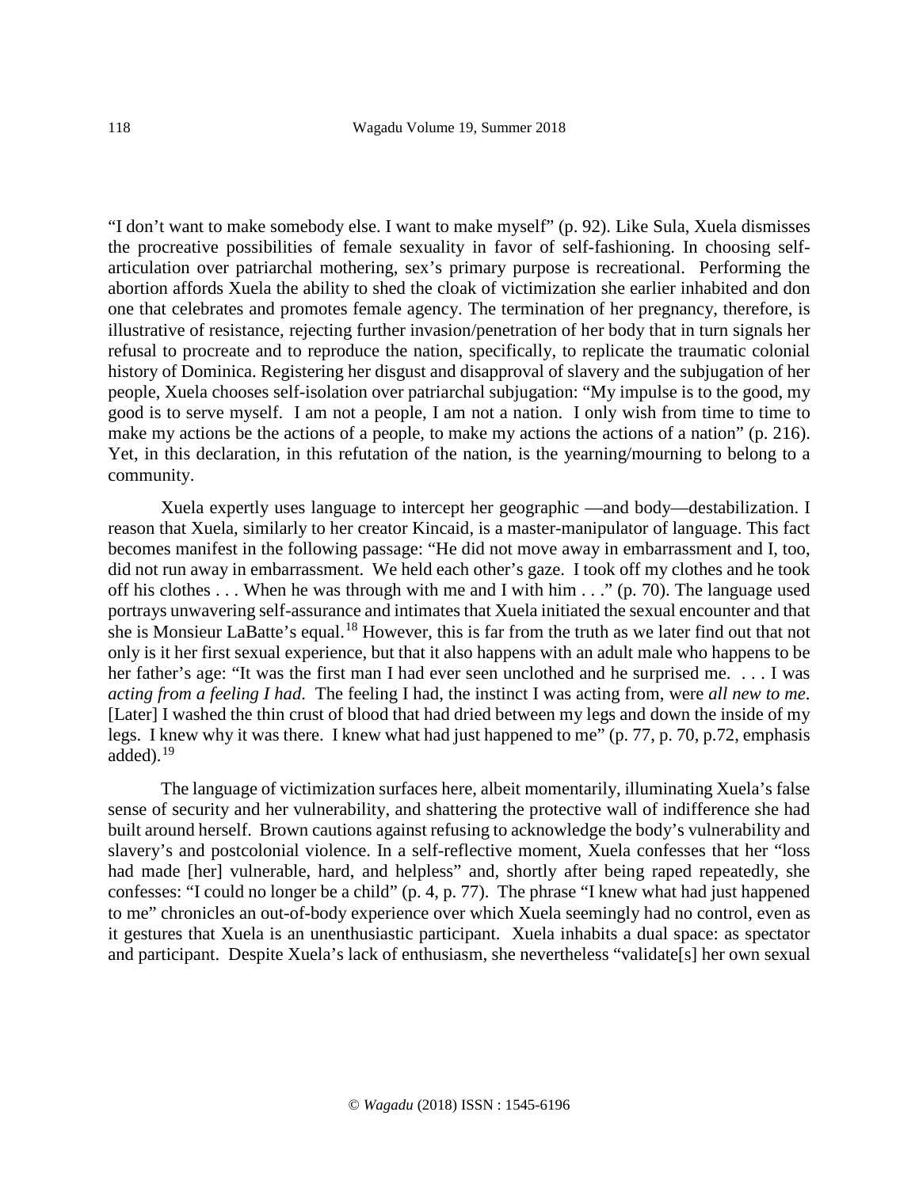"I don't want to make somebody else. I want to make myself" (p. 92). Like Sula, Xuela dismisses the procreative possibilities of female sexuality in favor of self-fashioning. In choosing self-articulation over patriarchal mothering, sex's primary purpose is recreational. Performing the abortion affords Xuela the ability to shed the cloak of victimization she earlier inhabited and don one that celebrates and promotes female agency. The termination of her pregnancy, therefore, is illustrative of resistance, rejecting further invasion/penetration of her body that in turn signals her refusal to procreate and to reproduce the nation, specifically, to replicate the traumatic colonial history of Dominica. Registering her disgust and disapproval of slavery and the subjugation of her people, Xuela chooses self-isolation over patriarchal subjugation: "My impulse is to the good, my good is to serve myself. I am not a people, I am not a nation. I only wish from time to time to make my actions be the actions of a people, to make my actions the actions of a nation" (p. 216). Yet, in this declaration, in this refutation of the nation, is the yearning/mourning to belong to a community.

Xuela expertly uses language to intercept her geographic —and body—destabilization. I reason that Xuela, similarly to her creator Kincaid, is a master-manipulator of language. This fact becomes manifest in the following passage: "He did not move away in embarrassment and I, too, did not run away in embarrassment. We held each other's gaze. I took off my clothes and he took off his clothes . . . When he was through with me and I with him . . ." (p. 70). The language used portrays unwavering self-assurance and intimates that Xuela initiated the sexual encounter and that she is Monsieur LaBatte's equal.[18] However, this is far from the truth as we later find out that not only is it her first sexual experience, but that it also happens with an adult male who happens to be her father's age: "It was the first man I had ever seen unclothed and he surprised me. . . . I was *acting from a feeling I had*. The feeling I had, the instinct I was acting from, were *all new to me*. [Later] I washed the thin crust of blood that had dried between my legs and down the inside of my legs. I knew why it was there. I knew what had just happened to me" (p. 77, p. 70, p.72, emphasis added).[19]

The language of victimization surfaces here, albeit momentarily, illuminating Xuela's false sense of security and her vulnerability, and shattering the protective wall of indifference she had built around herself. Brown cautions against refusing to acknowledge the body's vulnerability and slavery's and postcolonial violence. In a self-reflective moment, Xuela confesses that her "loss had made [her] vulnerable, hard, and helpless" and, shortly after being raped repeatedly, she confesses: "I could no longer be a child" (p. 4, p. 77). The phrase "I knew what had just happened to me" chronicles an out-of-body experience over which Xuela seemingly had no control, even as it gestures that Xuela is an unenthusiastic participant. Xuela inhabits a dual space: as spectator and participant. Despite Xuela's lack of enthusiasm, she nevertheless "validate[s] her own sexual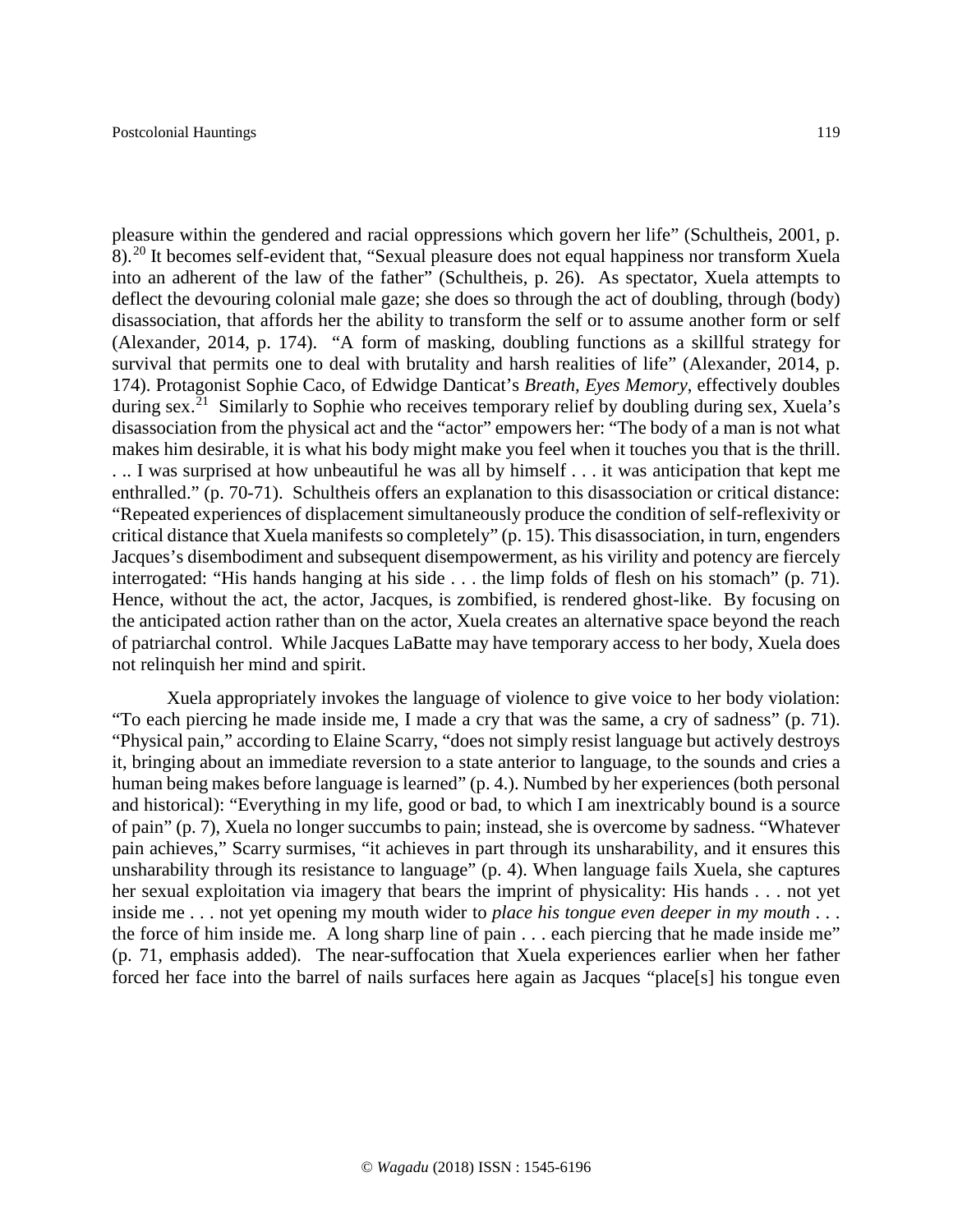pleasure within the gendered and racial oppressions which govern her life" (Schultheis, 2001, p. 8).[20] It becomes self-evident that, "Sexual pleasure does not equal happiness nor transform Xuela into an adherent of the law of the father" (Schultheis, p. 26). As spectator, Xuela attempts to deflect the devouring colonial male gaze; she does so through the act of doubling, through (body) disassociation, that affords her the ability to transform the self or to assume another form or self (Alexander, 2014, p. 174). "A form of masking, doubling functions as a skillful strategy for survival that permits one to deal with brutality and harsh realities of life" (Alexander, 2014, p. 174). Protagonist Sophie Caco, of Edwidge Danticat's *Breath, Eyes Memory*, effectively doubles during sex.[21] Similarly to Sophie who receives temporary relief by doubling during sex, Xuela's disassociation from the physical act and the "actor" empowers her: "The body of a man is not what makes him desirable, it is what his body might make you feel when it touches you that is the thrill. . .. I was surprised at how unbeautiful he was all by himself . . . it was anticipation that kept me enthralled." (p. 70-71). Schultheis offers an explanation to this disassociation or critical distance: "Repeated experiences of displacement simultaneously produce the condition of self-reflexivity or critical distance that Xuela manifests so completely" (p. 15). This disassociation, in turn, engenders Jacques's disembodiment and subsequent disempowerment, as his virility and potency are fiercely interrogated: "His hands hanging at his side . . . the limp folds of flesh on his stomach" (p. 71). Hence, without the act, the actor, Jacques, is zombified, is rendered ghost-like. By focusing on the anticipated action rather than on the actor, Xuela creates an alternative space beyond the reach of patriarchal control. While Jacques LaBatte may have temporary access to her body, Xuela does not relinquish her mind and spirit.

Xuela appropriately invokes the language of violence to give voice to her body violation: "To each piercing he made inside me, I made a cry that was the same, a cry of sadness" (p. 71). "Physical pain," according to Elaine Scarry, "does not simply resist language but actively destroys it, bringing about an immediate reversion to a state anterior to language, to the sounds and cries a human being makes before language is learned" (p. 4.). Numbed by her experiences (both personal and historical): "Everything in my life, good or bad, to which I am inextricably bound is a source of pain" (p. 7), Xuela no longer succumbs to pain; instead, she is overcome by sadness. "Whatever pain achieves," Scarry surmises, "it achieves in part through its unsharability, and it ensures this unsharability through its resistance to language" (p. 4). When language fails Xuela, she captures her sexual exploitation via imagery that bears the imprint of physicality: His hands . . . not yet inside me . . . not yet opening my mouth wider to *place his tongue even deeper in my mouth* . . . the force of him inside me. A long sharp line of pain . . . each piercing that he made inside me" (p. 71, emphasis added). The near-suffocation that Xuela experiences earlier when her father forced her face into the barrel of nails surfaces here again as Jacques "place[s] his tongue even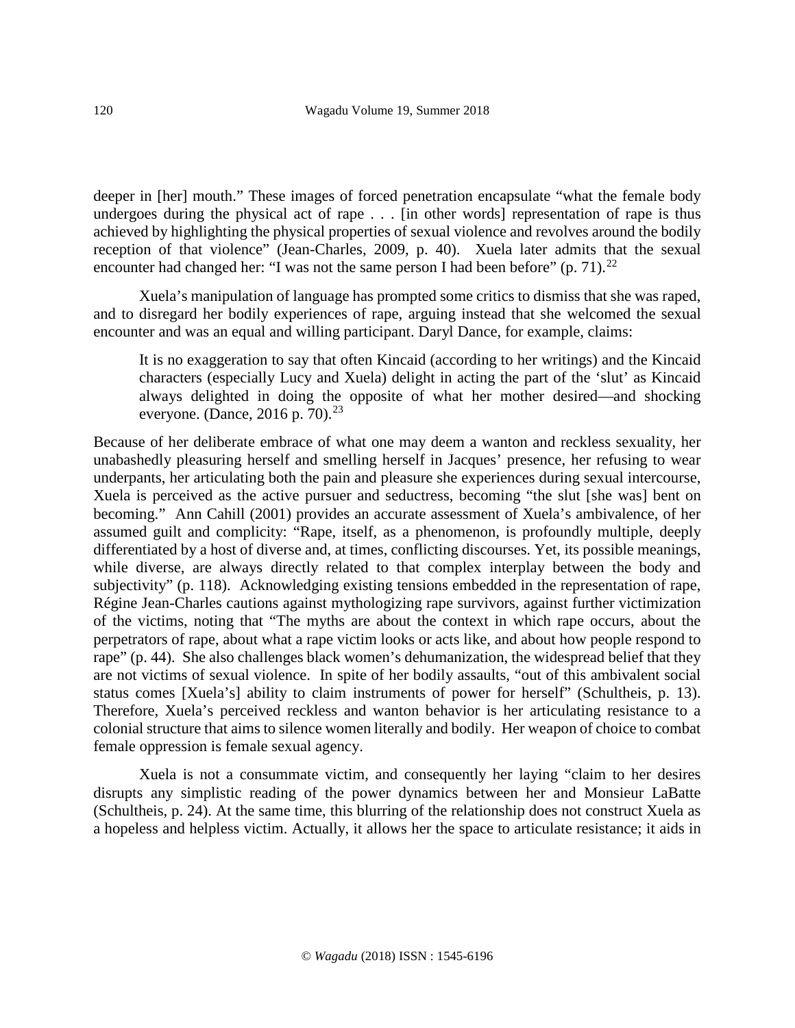deeper in [her] mouth." These images of forced penetration encapsulate "what the female body undergoes during the physical act of rape . . . [in other words] representation of rape is thus achieved by highlighting the physical properties of sexual violence and revolves around the bodily reception of that violence" (Jean-Charles, 2009, p. 40). Xuela later admits that the sexual encounter had changed her: "I was not the same person I had been before" (p. 71).[22]

Xuela's manipulation of language has prompted some critics to dismiss that she was raped, and to disregard her bodily experiences of rape, arguing instead that she welcomed the sexual encounter and was an equal and willing participant. Daryl Dance, for example, claims:

> It is no exaggeration to say that often Kincaid (according to her writings) and the Kincaid characters (especially Lucy and Xuela) delight in acting the part of the 'slut' as Kincaid always delighted in doing the opposite of what her mother desired—and shocking everyone. (Dance, 2016 p. 70).[23]

Because of her deliberate embrace of what one may deem a wanton and reckless sexuality, her unabashedly pleasuring herself and smelling herself in Jacques' presence, her refusing to wear underpants, her articulating both the pain and pleasure she experiences during sexual intercourse, Xuela is perceived as the active pursuer and seductress, becoming "the slut [she was] bent on becoming." Ann Cahill (2001) provides an accurate assessment of Xuela's ambivalence, of her assumed guilt and complicity: "Rape, itself, as a phenomenon, is profoundly multiple, deeply differentiated by a host of diverse and, at times, conflicting discourses. Yet, its possible meanings, while diverse, are always directly related to that complex interplay between the body and subjectivity" (p. 118). Acknowledging existing tensions embedded in the representation of rape, Régine Jean-Charles cautions against mythologizing rape survivors, against further victimization of the victims, noting that "The myths are about the context in which rape occurs, about the perpetrators of rape, about what a rape victim looks or acts like, and about how people respond to rape" (p. 44). She also challenges black women's dehumanization, the widespread belief that they are not victims of sexual violence. In spite of her bodily assaults, "out of this ambivalent social status comes [Xuela's] ability to claim instruments of power for herself" (Schultheis, p. 13). Therefore, Xuela's perceived reckless and wanton behavior is her articulating resistance to a colonial structure that aims to silence women literally and bodily. Her weapon of choice to combat female oppression is female sexual agency.

Xuela is not a consummate victim, and consequently her laying "claim to her desires disrupts any simplistic reading of the power dynamics between her and Monsieur LaBatte (Schultheis, p. 24). At the same time, this blurring of the relationship does not construct Xuela as a hopeless and helpless victim. Actually, it allows her the space to articulate resistance; it aids in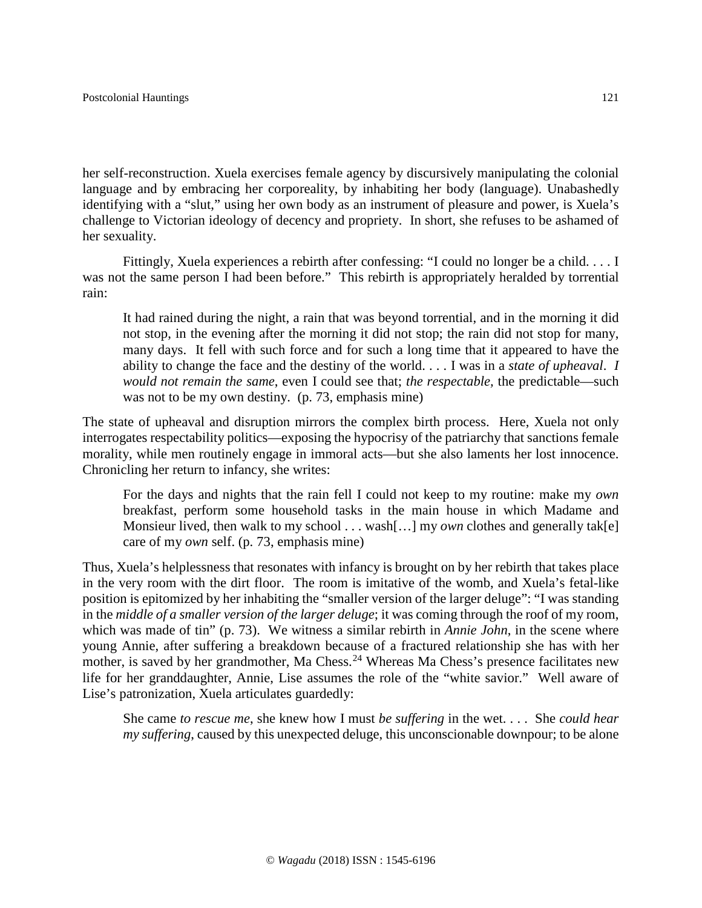her self-reconstruction. Xuela exercises female agency by discursively manipulating the colonial language and by embracing her corporeality, by inhabiting her body (language). Unabashedly identifying with a "slut," using her own body as an instrument of pleasure and power, is Xuela's challenge to Victorian ideology of decency and propriety. In short, she refuses to be ashamed of her sexuality.

Fittingly, Xuela experiences a rebirth after confessing: "I could no longer be a child. . . . I was not the same person I had been before." This rebirth is appropriately heralded by torrential rain:

> It had rained during the night, a rain that was beyond torrential, and in the morning it did not stop, in the evening after the morning it did not stop; the rain did not stop for many, many days. It fell with such force and for such a long time that it appeared to have the ability to change the face and the destiny of the world. . . . I was in a *state of upheaval*. *I would not remain the same*, even I could see that; *the respectable*, the predictable—such was not to be my own destiny. (p. 73, emphasis mine)

The state of upheaval and disruption mirrors the complex birth process. Here, Xuela not only interrogates respectability politics—exposing the hypocrisy of the patriarchy that sanctions female morality, while men routinely engage in immoral acts—but she also laments her lost innocence. Chronicling her return to infancy, she writes:

> For the days and nights that the rain fell I could not keep to my routine: make my *own* breakfast, perform some household tasks in the main house in which Madame and Monsieur lived, then walk to my school . . . wash[…] my *own* clothes and generally tak[e] care of my *own* self. (p. 73, emphasis mine)

Thus, Xuela's helplessness that resonates with infancy is brought on by her rebirth that takes place in the very room with the dirt floor. The room is imitative of the womb, and Xuela's fetal-like position is epitomized by her inhabiting the "smaller version of the larger deluge": "I was standing in the *middle of a smaller version of the larger deluge*; it was coming through the roof of my room, which was made of tin" (p. 73). We witness a similar rebirth in *Annie John*, in the scene where young Annie, after suffering a breakdown because of a fractured relationship she has with her mother, is saved by her grandmother, Ma Chess.[24] Whereas Ma Chess's presence facilitates new life for her granddaughter, Annie, Lise assumes the role of the "white savior." Well aware of Lise's patronization, Xuela articulates guardedly:

> She came *to rescue me*, she knew how I must *be suffering* in the wet. . . . She *could hear my suffering*, caused by this unexpected deluge, this unconscionable downpour; to be alone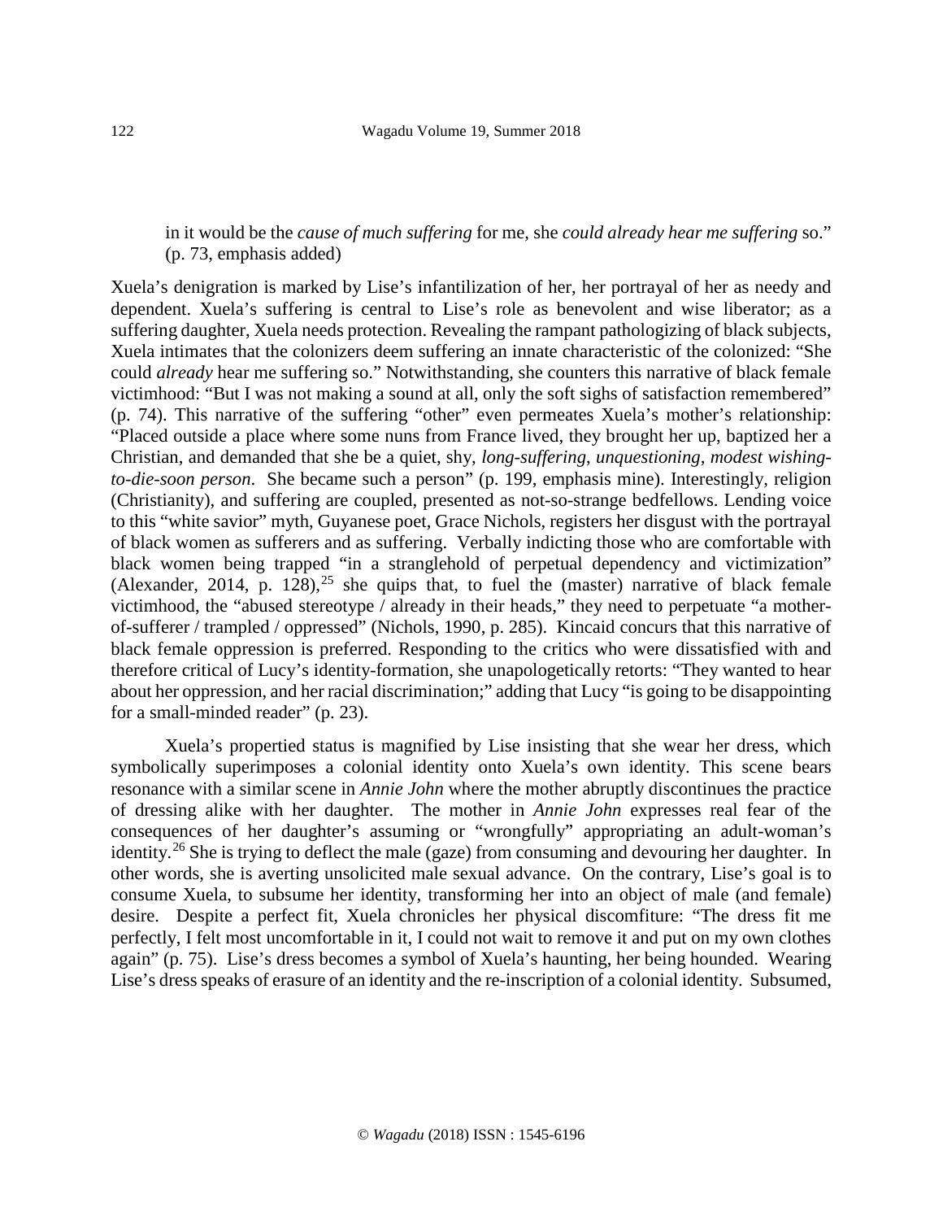in it would be the *cause of much suffering* for me, she *could already hear me suffering* so." (p. 73, emphasis added)

Xuela's denigration is marked by Lise's infantilization of her, her portrayal of her as needy and dependent. Xuela's suffering is central to Lise's role as benevolent and wise liberator; as a suffering daughter, Xuela needs protection. Revealing the rampant pathologizing of black subjects, Xuela intimates that the colonizers deem suffering an innate characteristic of the colonized: "She could *already* hear me suffering so." Notwithstanding, she counters this narrative of black female victimhood: "But I was not making a sound at all, only the soft sighs of satisfaction remembered" (p. 74). This narrative of the suffering "other" even permeates Xuela's mother's relationship: "Placed outside a place where some nuns from France lived, they brought her up, baptized her a Christian, and demanded that she be a quiet, shy, *long-suffering, unquestioning, modest wishing-to-die-soon person*. She became such a person" (p. 199, emphasis mine). Interestingly, religion (Christianity), and suffering are coupled, presented as not-so-strange bedfellows. Lending voice to this "white savior" myth, Guyanese poet, Grace Nichols, registers her disgust with the portrayal of black women as sufferers and as suffering. Verbally indicting those who are comfortable with black women being trapped "in a stranglehold of perpetual dependency and victimization" (Alexander, 2014, p. 128),[25] she quips that, to fuel the (master) narrative of black female victimhood, the "abused stereotype / already in their heads," they need to perpetuate "a mother-of-sufferer / trampled / oppressed" (Nichols, 1990, p. 285). Kincaid concurs that this narrative of black female oppression is preferred. Responding to the critics who were dissatisfied with and therefore critical of Lucy's identity-formation, she unapologetically retorts: "They wanted to hear about her oppression, and her racial discrimination;" adding that Lucy "is going to be disappointing for a small-minded reader" (p. 23).

Xuela's propertied status is magnified by Lise insisting that she wear her dress, which symbolically superimposes a colonial identity onto Xuela's own identity. This scene bears resonance with a similar scene in *Annie John* where the mother abruptly discontinues the practice of dressing alike with her daughter. The mother in *Annie John* expresses real fear of the consequences of her daughter's assuming or "wrongfully" appropriating an adult-woman's identity.[26] She is trying to deflect the male (gaze) from consuming and devouring her daughter. In other words, she is averting unsolicited male sexual advance. On the contrary, Lise's goal is to consume Xuela, to subsume her identity, transforming her into an object of male (and female) desire. Despite a perfect fit, Xuela chronicles her physical discomfiture: "The dress fit me perfectly, I felt most uncomfortable in it, I could not wait to remove it and put on my own clothes again" (p. 75). Lise's dress becomes a symbol of Xuela's haunting, her being hounded. Wearing Lise's dress speaks of erasure of an identity and the re-inscription of a colonial identity. Subsumed,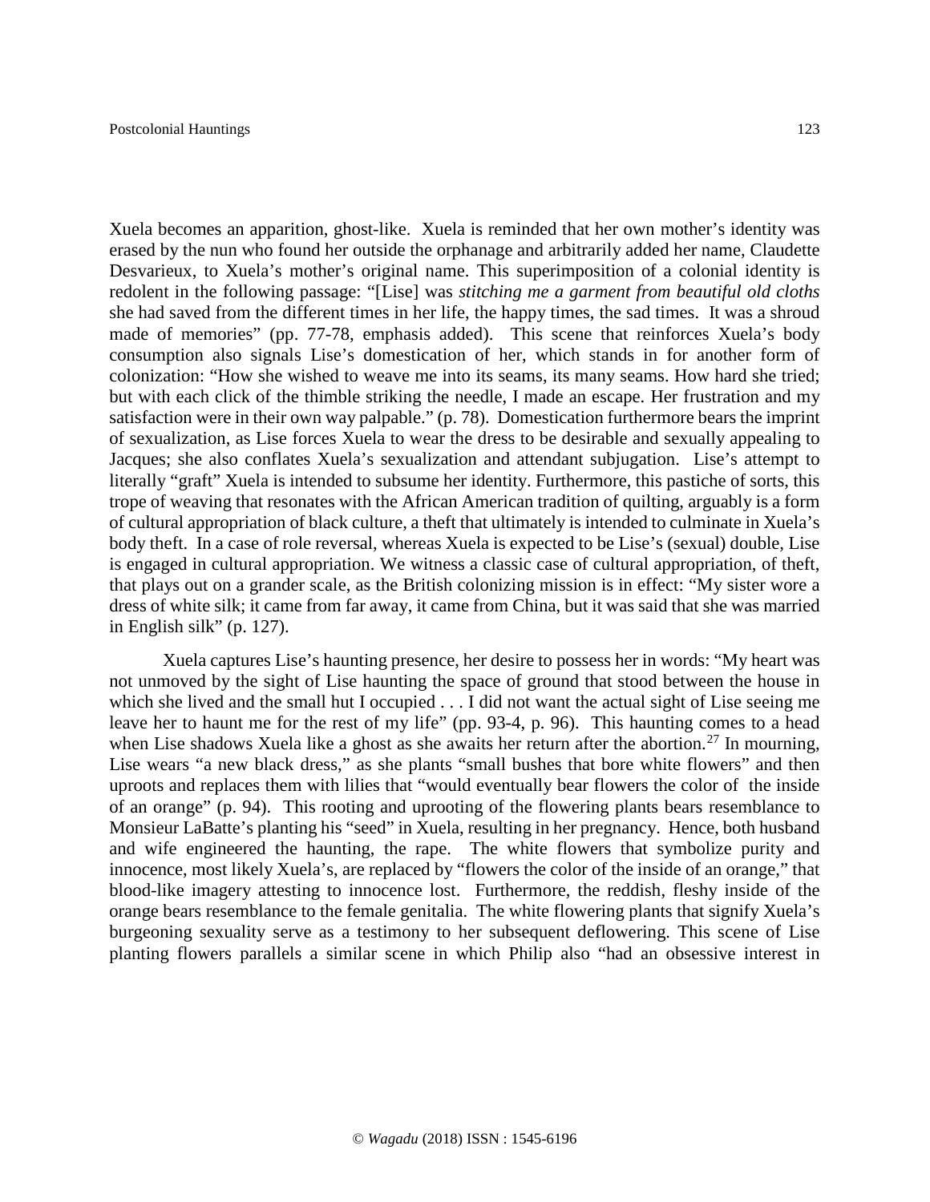Xuela becomes an apparition, ghost-like. Xuela is reminded that her own mother's identity was erased by the nun who found her outside the orphanage and arbitrarily added her name, Claudette Desvarieux, to Xuela's mother's original name. This superimposition of a colonial identity is redolent in the following passage: "[Lise] was *stitching me a garment from beautiful old cloths* she had saved from the different times in her life, the happy times, the sad times. It was a shroud made of memories" (pp. 77-78, emphasis added). This scene that reinforces Xuela's body consumption also signals Lise's domestication of her, which stands in for another form of colonization: "How she wished to weave me into its seams, its many seams. How hard she tried; but with each click of the thimble striking the needle, I made an escape. Her frustration and my satisfaction were in their own way palpable." (p. 78). Domestication furthermore bears the imprint of sexualization, as Lise forces Xuela to wear the dress to be desirable and sexually appealing to Jacques; she also conflates Xuela's sexualization and attendant subjugation. Lise's attempt to literally "graft" Xuela is intended to subsume her identity. Furthermore, this pastiche of sorts, this trope of weaving that resonates with the African American tradition of quilting, arguably is a form of cultural appropriation of black culture, a theft that ultimately is intended to culminate in Xuela's body theft. In a case of role reversal, whereas Xuela is expected to be Lise's (sexual) double, Lise is engaged in cultural appropriation. We witness a classic case of cultural appropriation, of theft, that plays out on a grander scale, as the British colonizing mission is in effect: "My sister wore a dress of white silk; it came from far away, it came from China, but it was said that she was married in English silk" (p. 127).

Xuela captures Lise's haunting presence, her desire to possess her in words: "My heart was not unmoved by the sight of Lise haunting the space of ground that stood between the house in which she lived and the small hut I occupied . . . I did not want the actual sight of Lise seeing me leave her to haunt me for the rest of my life" (pp. 93-4, p. 96). This haunting comes to a head when Lise shadows Xuela like a ghost as she awaits her return after the abortion.[27] In mourning, Lise wears "a new black dress," as she plants "small bushes that bore white flowers" and then uproots and replaces them with lilies that "would eventually bear flowers the color of the inside of an orange" (p. 94). This rooting and uprooting of the flowering plants bears resemblance to Monsieur LaBatte's planting his "seed" in Xuela, resulting in her pregnancy. Hence, both husband and wife engineered the haunting, the rape. The white flowers that symbolize purity and innocence, most likely Xuela's, are replaced by "flowers the color of the inside of an orange," that blood-like imagery attesting to innocence lost. Furthermore, the reddish, fleshy inside of the orange bears resemblance to the female genitalia. The white flowering plants that signify Xuela's burgeoning sexuality serve as a testimony to her subsequent deflowering. This scene of Lise planting flowers parallels a similar scene in which Philip also "had an obsessive interest in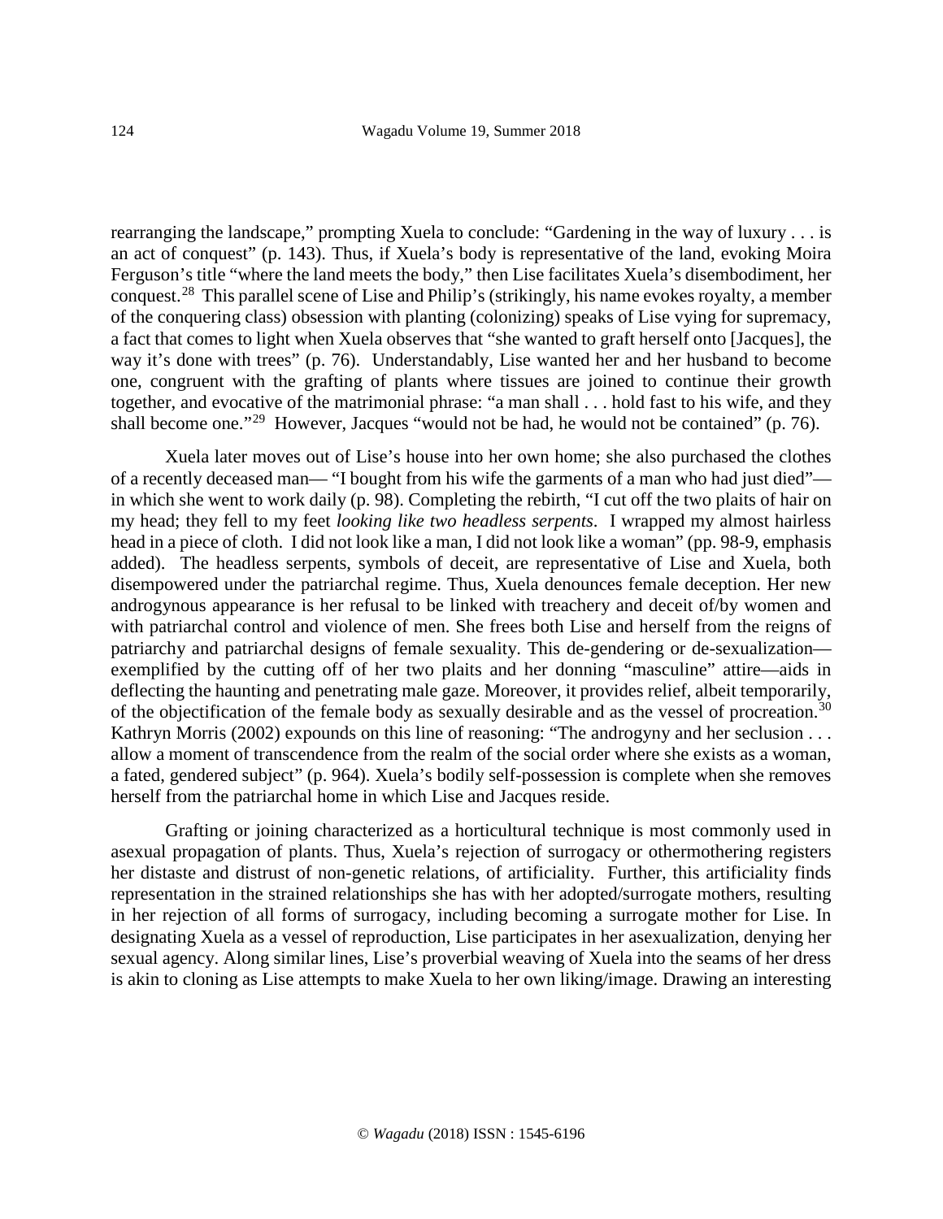rearranging the landscape," prompting Xuela to conclude: "Gardening in the way of luxury . . . is an act of conquest" (p. 143). Thus, if Xuela's body is representative of the land, evoking Moira Ferguson's title "where the land meets the body," then Lise facilitates Xuela's disembodiment, her conquest.[28] This parallel scene of Lise and Philip's (strikingly, his name evokes royalty, a member of the conquering class) obsession with planting (colonizing) speaks of Lise vying for supremacy, a fact that comes to light when Xuela observes that "she wanted to graft herself onto [Jacques], the way it's done with trees" (p. 76). Understandably, Lise wanted her and her husband to become one, congruent with the grafting of plants where tissues are joined to continue their growth together, and evocative of the matrimonial phrase: "a man shall . . . hold fast to his wife, and they shall become one."[29] However, Jacques "would not be had, he would not be contained" (p. 76).

Xuela later moves out of Lise's house into her own home; she also purchased the clothes of a recently deceased man— "I bought from his wife the garments of a man who had just died"— in which she went to work daily (p. 98). Completing the rebirth, "I cut off the two plaits of hair on my head; they fell to my feet *looking like two headless serpents*. I wrapped my almost hairless head in a piece of cloth. I did not look like a man, I did not look like a woman" (pp. 98-9, emphasis added). The headless serpents, symbols of deceit, are representative of Lise and Xuela, both disempowered under the patriarchal regime. Thus, Xuela denounces female deception. Her new androgynous appearance is her refusal to be linked with treachery and deceit of/by women and with patriarchal control and violence of men. She frees both Lise and herself from the reigns of patriarchy and patriarchal designs of female sexuality. This de-gendering or de-sexualization— exemplified by the cutting off of her two plaits and her donning "masculine" attire—aids in deflecting the haunting and penetrating male gaze. Moreover, it provides relief, albeit temporarily, of the objectification of the female body as sexually desirable and as the vessel of procreation.[30] Kathryn Morris (2002) expounds on this line of reasoning: "The androgyny and her seclusion . . . allow a moment of transcendence from the realm of the social order where she exists as a woman, a fated, gendered subject" (p. 964). Xuela's bodily self-possession is complete when she removes herself from the patriarchal home in which Lise and Jacques reside.

Grafting or joining characterized as a horticultural technique is most commonly used in asexual propagation of plants. Thus, Xuela's rejection of surrogacy or othermothering registers her distaste and distrust of non-genetic relations, of artificiality. Further, this artificiality finds representation in the strained relationships she has with her adopted/surrogate mothers, resulting in her rejection of all forms of surrogacy, including becoming a surrogate mother for Lise. In designating Xuela as a vessel of reproduction, Lise participates in her asexualization, denying her sexual agency. Along similar lines, Lise's proverbial weaving of Xuela into the seams of her dress is akin to cloning as Lise attempts to make Xuela to her own liking/image. Drawing an interesting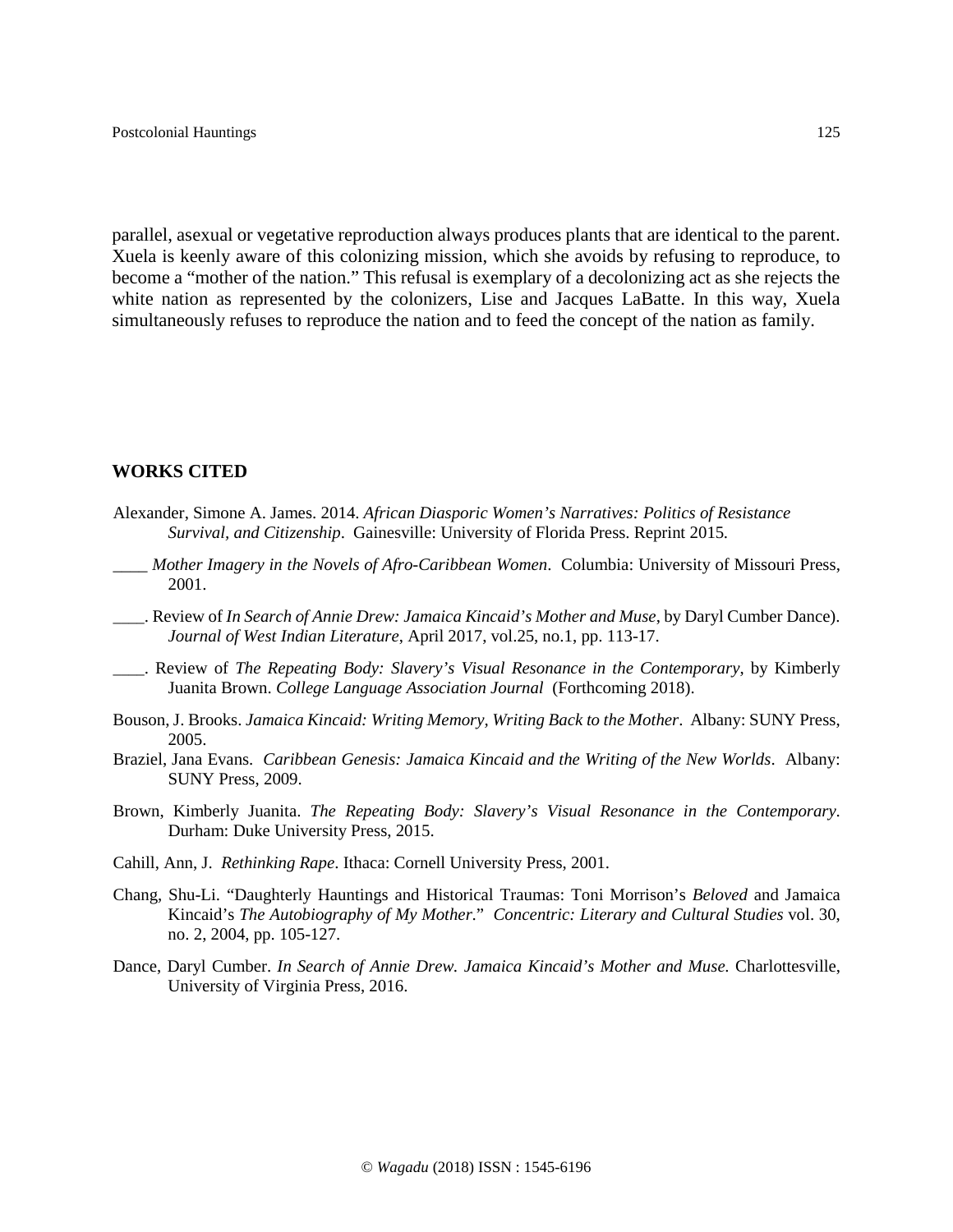parallel, asexual or vegetative reproduction always produces plants that are identical to the parent. Xuela is keenly aware of this colonizing mission, which she avoids by refusing to reproduce, to become a "mother of the nation." This refusal is exemplary of a decolonizing act as she rejects the white nation as represented by the colonizers, Lise and Jacques LaBatte. In this way, Xuela simultaneously refuses to reproduce the nation and to feed the concept of the nation as family.

## WORKS CITED

Alexander, Simone A. James. 2014. *African Diasporic Women's Narratives: Politics of Resistance Survival, and Citizenship*. Gainesville: University of Florida Press. Reprint 2015.

____ *Mother Imagery in the Novels of Afro-Caribbean Women*. Columbia: University of Missouri Press, 2001.

____. Review of *In Search of Annie Drew: Jamaica Kincaid's Mother and Muse*, by Daryl Cumber Dance). *Journal of West Indian Literature*, April 2017, vol.25, no.1, pp. 113-17.

____. Review of *The Repeating Body: Slavery's Visual Resonance in the Contemporary*, by Kimberly Juanita Brown. *College Language Association Journal* (Forthcoming 2018).

Bouson, J. Brooks. *Jamaica Kincaid: Writing Memory, Writing Back to the Mother*. Albany: SUNY Press, 2005.

Braziel, Jana Evans. *Caribbean Genesis: Jamaica Kincaid and the Writing of the New Worlds*. Albany: SUNY Press, 2009.

Brown, Kimberly Juanita. *The Repeating Body: Slavery's Visual Resonance in the Contemporary*. Durham: Duke University Press, 2015.

Cahill, Ann, J. *Rethinking Rape*. Ithaca: Cornell University Press, 2001.

Chang, Shu-Li. "Daughterly Hauntings and Historical Traumas: Toni Morrison's *Beloved* and Jamaica Kincaid's *The Autobiography of My Mother*." *Concentric: Literary and Cultural Studies* vol. 30, no. 2, 2004, pp. 105-127.

Dance, Daryl Cumber. *In Search of Annie Drew. Jamaica Kincaid's Mother and Muse.* Charlottesville, University of Virginia Press, 2016.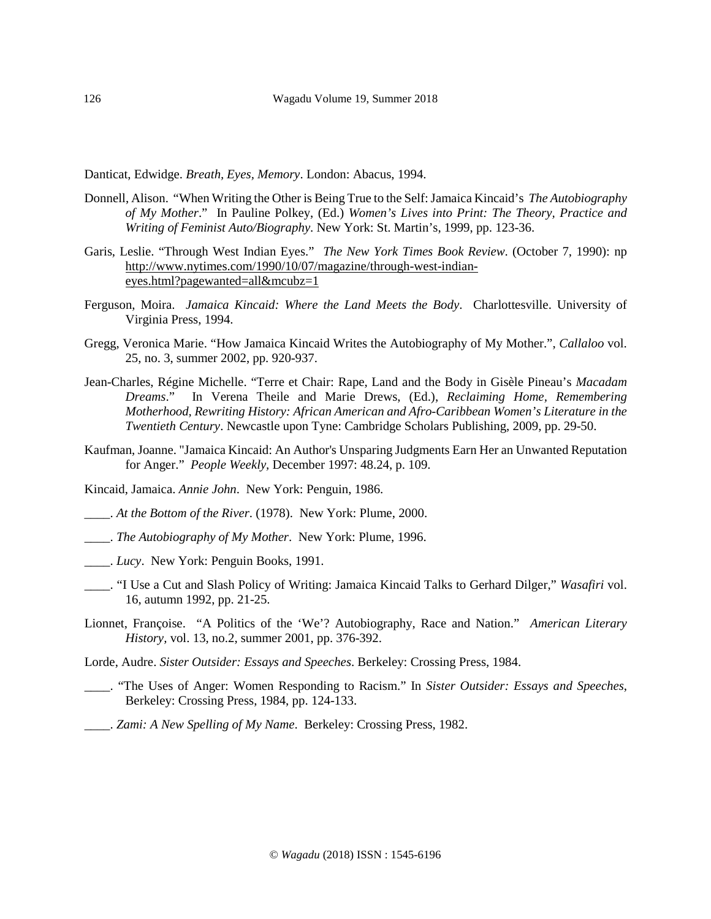Danticat, Edwidge. *Breath, Eyes, Memory*. London: Abacus, 1994.

Donnell, Alison. "When Writing the Other is Being True to the Self: Jamaica Kincaid's *The Autobiography of My Mother*." In Pauline Polkey, (Ed.) *Women's Lives into Print: The Theory, Practice and Writing of Feminist Auto/Biography*. New York: St. Martin's, 1999, pp. 123-36.

Garis, Leslie. "Through West Indian Eyes." *The New York Times Book Review*. (October 7, 1990): np http://www.nytimes.com/1990/10/07/magazine/through-west-indian-eyes.html?pagewanted=all&mcubz=1

Ferguson, Moira. *Jamaica Kincaid: Where the Land Meets the Body*. Charlottesville. University of Virginia Press, 1994.

Gregg, Veronica Marie. "How Jamaica Kincaid Writes the Autobiography of My Mother.", *Callaloo* vol. 25, no. 3, summer 2002, pp. 920-937.

Jean-Charles, Régine Michelle. "Terre et Chair: Rape, Land and the Body in Gisèle Pineau's *Macadam Dreams*." In Verena Theile and Marie Drews, (Ed.), *Reclaiming Home, Remembering Motherhood, Rewriting History: African American and Afro-Caribbean Women's Literature in the Twentieth Century*. Newcastle upon Tyne: Cambridge Scholars Publishing, 2009, pp. 29-50.

Kaufman, Joanne. "Jamaica Kincaid: An Author's Unsparing Judgments Earn Her an Unwanted Reputation for Anger." *People Weekly*, December 1997: 48.24, p. 109.

Kincaid, Jamaica. *Annie John*. New York: Penguin, 1986.

____. *At the Bottom of the River*. (1978). New York: Plume, 2000.

____. *The Autobiography of My Mother*. New York: Plume, 1996.

____. *Lucy*. New York: Penguin Books, 1991.

____. "I Use a Cut and Slash Policy of Writing: Jamaica Kincaid Talks to Gerhard Dilger," *Wasafiri* vol. 16, autumn 1992, pp. 21-25.

Lionnet, Françoise. "A Politics of the 'We'? Autobiography, Race and Nation." *American Literary History*, vol. 13, no.2, summer 2001, pp. 376-392.

Lorde, Audre. *Sister Outsider: Essays and Speeches*. Berkeley: Crossing Press, 1984.

____. "The Uses of Anger: Women Responding to Racism." In *Sister Outsider: Essays and Speeches*, Berkeley: Crossing Press, 1984, pp. 124-133.

____. *Zami: A New Spelling of My Name*. Berkeley: Crossing Press, 1982.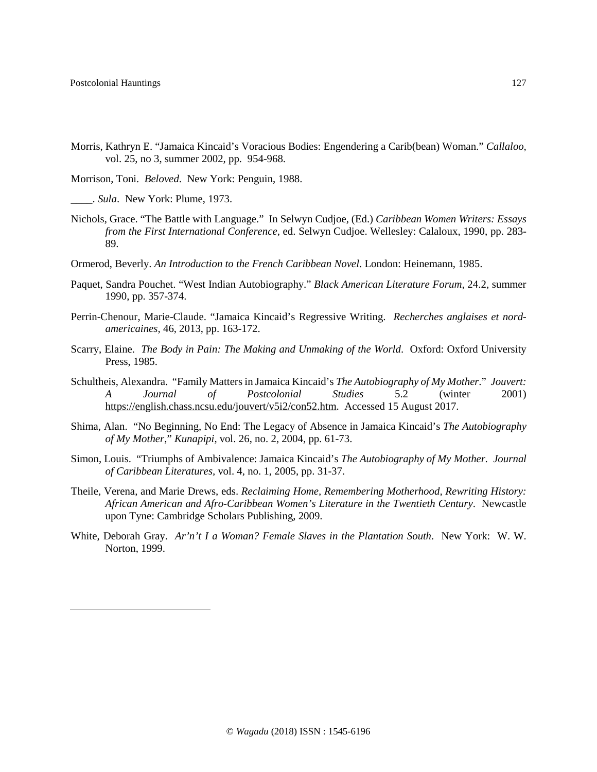Morris, Kathryn E. "Jamaica Kincaid's Voracious Bodies: Engendering a Carib(bean) Woman." *Callaloo,* vol. 25, no 3, summer 2002, pp. 954-968.

Morrison, Toni. *Beloved*. New York: Penguin, 1988.

____. *Sula*. New York: Plume, 1973.

Nichols, Grace. "The Battle with Language." In Selwyn Cudjoe, (Ed.) *Caribbean Women Writers: Essays from the First International Conference*, ed. Selwyn Cudjoe. Wellesley: Calaloux, 1990, pp. 283-89.

Ormerod, Beverly. *An Introduction to the French Caribbean Novel*. London: Heinemann, 1985.

Paquet, Sandra Pouchet. "West Indian Autobiography." *Black American Literature Forum,* 24.2, summer 1990, pp. 357-374.

Perrin-Chenour, Marie-Claude. "Jamaica Kincaid's Regressive Writing. *Recherches anglaises et nord-americaines,* 46, 2013, pp. 163-172.

Scarry, Elaine. *The Body in Pain: The Making and Unmaking of the World*. Oxford: Oxford University Press, 1985.

Schultheis, Alexandra. "Family Matters in Jamaica Kincaid's *The Autobiography of My Mother*." *Jouvert: A Journal of Postcolonial Studies* 5.2 (winter 2001) https://english.chass.ncsu.edu/jouvert/v5i2/con52.htm. Accessed 15 August 2017.

Shima, Alan. "No Beginning, No End: The Legacy of Absence in Jamaica Kincaid's *The Autobiography of My Mother*," *Kunapipi,* vol. 26, no. 2, 2004, pp. 61-73.

Simon, Louis. "Triumphs of Ambivalence: Jamaica Kincaid's *The Autobiography of My Mother. Journal of Caribbean Literatures*, vol. 4, no. 1, 2005, pp. 31-37.

Theile, Verena, and Marie Drews, eds. *Reclaiming Home, Remembering Motherhood, Rewriting History: African American and Afro-Caribbean Women's Literature in the Twentieth Century*. Newcastle upon Tyne: Cambridge Scholars Publishing, 2009.

White, Deborah Gray. *Ar'n't I a Woman? Female Slaves in the Plantation South*. New York: W. W. Norton, 1999.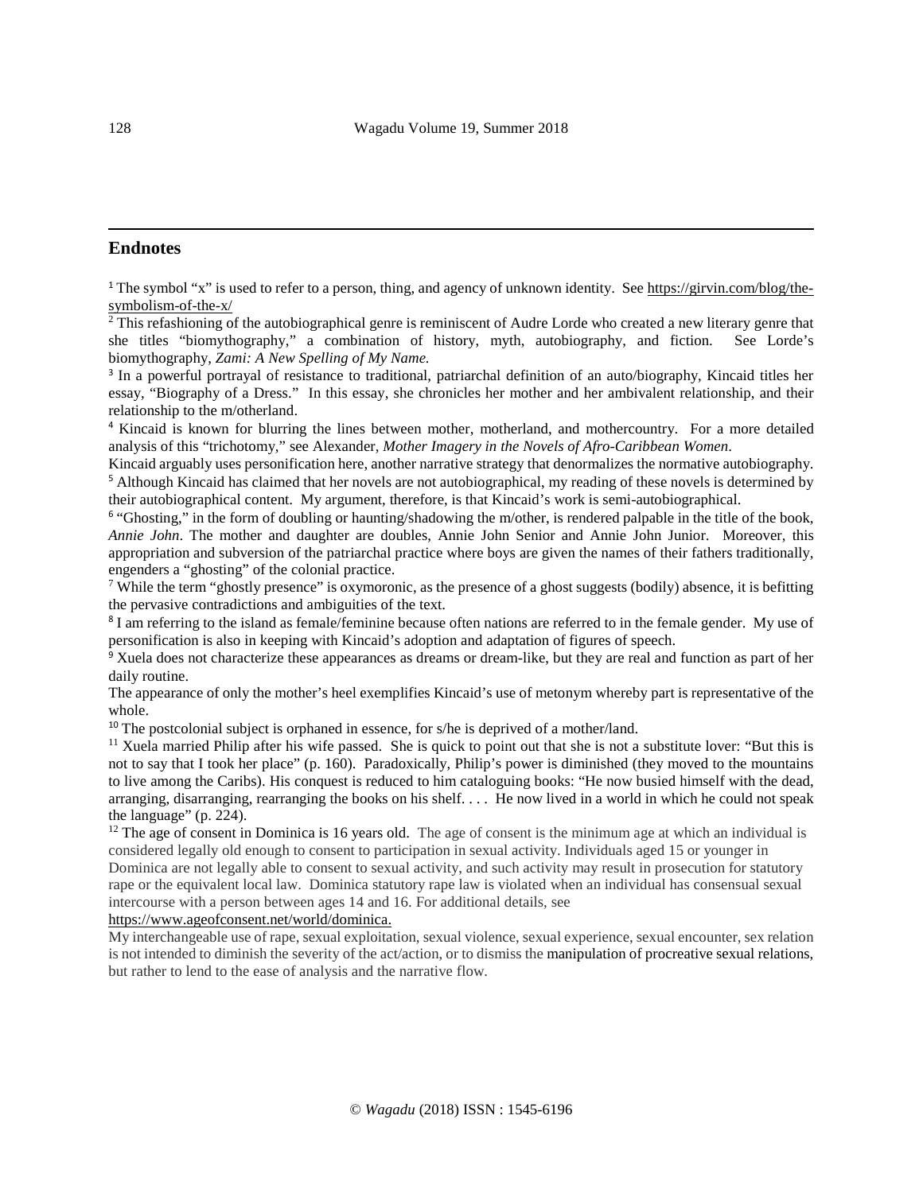## Endnotes

[1] The symbol "x" is used to refer to a person, thing, and agency of unknown identity. See https://girvin.com/blog/the-symbolism-of-the-x/

[2] This refashioning of the autobiographical genre is reminiscent of Audre Lorde who created a new literary genre that she titles "biomythography," a combination of history, myth, autobiography, and fiction. See Lorde's biomythography, *Zami: A New Spelling of My Name.*

[3] In a powerful portrayal of resistance to traditional, patriarchal definition of an auto/biography, Kincaid titles her essay, "Biography of a Dress." In this essay, she chronicles her mother and her ambivalent relationship, and their relationship to the m/otherland.

[4] Kincaid is known for blurring the lines between mother, motherland, and mothercountry. For a more detailed analysis of this "trichotomy," see Alexander, *Mother Imagery in the Novels of Afro-Caribbean Women*.

Kincaid arguably uses personification here, another narrative strategy that denormalizes the normative autobiography.

[5] Although Kincaid has claimed that her novels are not autobiographical, my reading of these novels is determined by their autobiographical content. My argument, therefore, is that Kincaid's work is semi-autobiographical.

[6] "Ghosting," in the form of doubling or haunting/shadowing the m/other, is rendered palpable in the title of the book, *Annie John*. The mother and daughter are doubles, Annie John Senior and Annie John Junior. Moreover, this appropriation and subversion of the patriarchal practice where boys are given the names of their fathers traditionally, engenders a "ghosting" of the colonial practice.

[7] While the term "ghostly presence" is oxymoronic, as the presence of a ghost suggests (bodily) absence, it is befitting the pervasive contradictions and ambiguities of the text.

[8] I am referring to the island as female/feminine because often nations are referred to in the female gender. My use of personification is also in keeping with Kincaid's adoption and adaptation of figures of speech.

[9] Xuela does not characterize these appearances as dreams or dream-like, but they are real and function as part of her daily routine.

The appearance of only the mother's heel exemplifies Kincaid's use of metonym whereby part is representative of the whole.

[10] The postcolonial subject is orphaned in essence, for s/he is deprived of a mother/land.

[11] Xuela married Philip after his wife passed. She is quick to point out that she is not a substitute lover: "But this is not to say that I took her place" (p. 160). Paradoxically, Philip's power is diminished (they moved to the mountains to live among the Caribs). His conquest is reduced to him cataloguing books: "He now busied himself with the dead, arranging, disarranging, rearranging the books on his shelf. . . . He now lived in a world in which he could not speak the language" (p. 224).

[12] The age of consent in Dominica is 16 years old. The age of consent is the minimum age at which an individual is considered legally old enough to consent to participation in sexual activity. Individuals aged 15 or younger in Dominica are not legally able to consent to sexual activity, and such activity may result in prosecution for statutory rape or the equivalent local law. Dominica statutory rape law is violated when an individual has consensual sexual intercourse with a person between ages 14 and 16. For additional details, see https://www.ageofconsent.net/world/dominica.

My interchangeable use of rape, sexual exploitation, sexual violence, sexual experience, sexual encounter, sex relation is not intended to diminish the severity of the act/action, or to dismiss the manipulation of procreative sexual relations, but rather to lend to the ease of analysis and the narrative flow.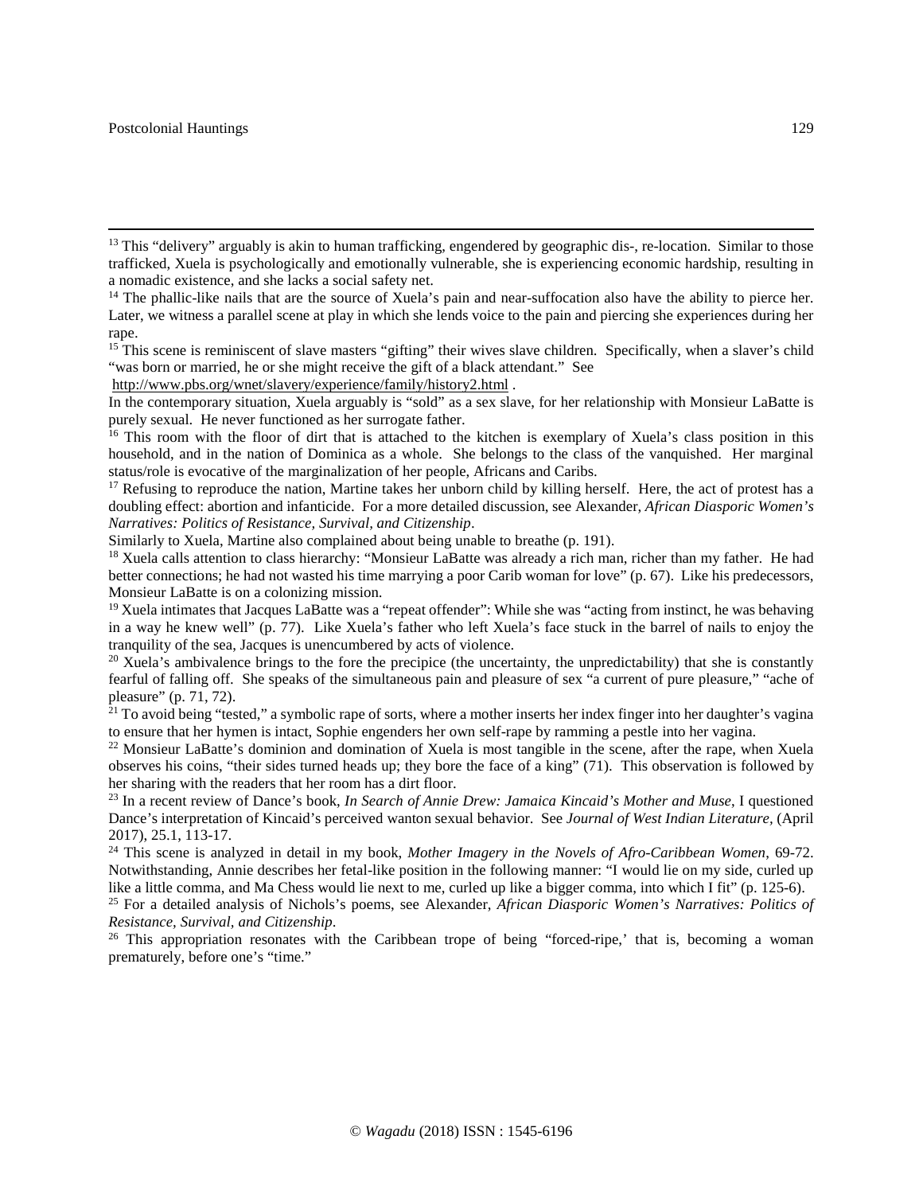[13] This "delivery" arguably is akin to human trafficking, engendered by geographic dis-, re-location. Similar to those trafficked, Xuela is psychologically and emotionally vulnerable, she is experiencing economic hardship, resulting in a nomadic existence, and she lacks a social safety net.

[14] The phallic-like nails that are the source of Xuela's pain and near-suffocation also have the ability to pierce her. Later, we witness a parallel scene at play in which she lends voice to the pain and piercing she experiences during her rape.

[15] This scene is reminiscent of slave masters "gifting" their wives slave children. Specifically, when a slaver's child "was born or married, he or she might receive the gift of a black attendant." See http://www.pbs.org/wnet/slavery/experience/family/history2.html .

In the contemporary situation, Xuela arguably is "sold" as a sex slave, for her relationship with Monsieur LaBatte is purely sexual. He never functioned as her surrogate father.

[16] This room with the floor of dirt that is attached to the kitchen is exemplary of Xuela's class position in this household, and in the nation of Dominica as a whole. She belongs to the class of the vanquished. Her marginal status/role is evocative of the marginalization of her people, Africans and Caribs.

[17] Refusing to reproduce the nation, Martine takes her unborn child by killing herself. Here, the act of protest has a doubling effect: abortion and infanticide. For a more detailed discussion, see Alexander, *African Diasporic Women's Narratives: Politics of Resistance, Survival, and Citizenship*.

Similarly to Xuela, Martine also complained about being unable to breathe (p. 191).

[18] Xuela calls attention to class hierarchy: "Monsieur LaBatte was already a rich man, richer than my father. He had better connections; he had not wasted his time marrying a poor Carib woman for love" (p. 67). Like his predecessors, Monsieur LaBatte is on a colonizing mission.

[19] Xuela intimates that Jacques LaBatte was a "repeat offender": While she was "acting from instinct, he was behaving in a way he knew well" (p. 77). Like Xuela's father who left Xuela's face stuck in the barrel of nails to enjoy the tranquility of the sea, Jacques is unencumbered by acts of violence.

[20] Xuela's ambivalence brings to the fore the precipice (the uncertainty, the unpredictability) that she is constantly fearful of falling off. She speaks of the simultaneous pain and pleasure of sex "a current of pure pleasure," "ache of pleasure" (p. 71, 72).

[21] To avoid being "tested," a symbolic rape of sorts, where a mother inserts her index finger into her daughter's vagina to ensure that her hymen is intact, Sophie engenders her own self-rape by ramming a pestle into her vagina.

[22] Monsieur LaBatte's dominion and domination of Xuela is most tangible in the scene, after the rape, when Xuela observes his coins, "their sides turned heads up; they bore the face of a king" (71). This observation is followed by her sharing with the readers that her room has a dirt floor.

[23] In a recent review of Dance's book, *In Search of Annie Drew: Jamaica Kincaid's Mother and Muse*, I questioned Dance's interpretation of Kincaid's perceived wanton sexual behavior. See *Journal of West Indian Literature*, (April 2017), 25.1, 113-17.

[24] This scene is analyzed in detail in my book, *Mother Imagery in the Novels of Afro-Caribbean Women*, 69-72. Notwithstanding, Annie describes her fetal-like position in the following manner: "I would lie on my side, curled up like a little comma, and Ma Chess would lie next to me, curled up like a bigger comma, into which I fit" (p. 125-6).

[25] For a detailed analysis of Nichols's poems, see Alexander, *African Diasporic Women's Narratives: Politics of Resistance, Survival, and Citizenship*.

[26] This appropriation resonates with the Caribbean trope of being "forced-ripe,' that is, becoming a woman prematurely, before one's "time."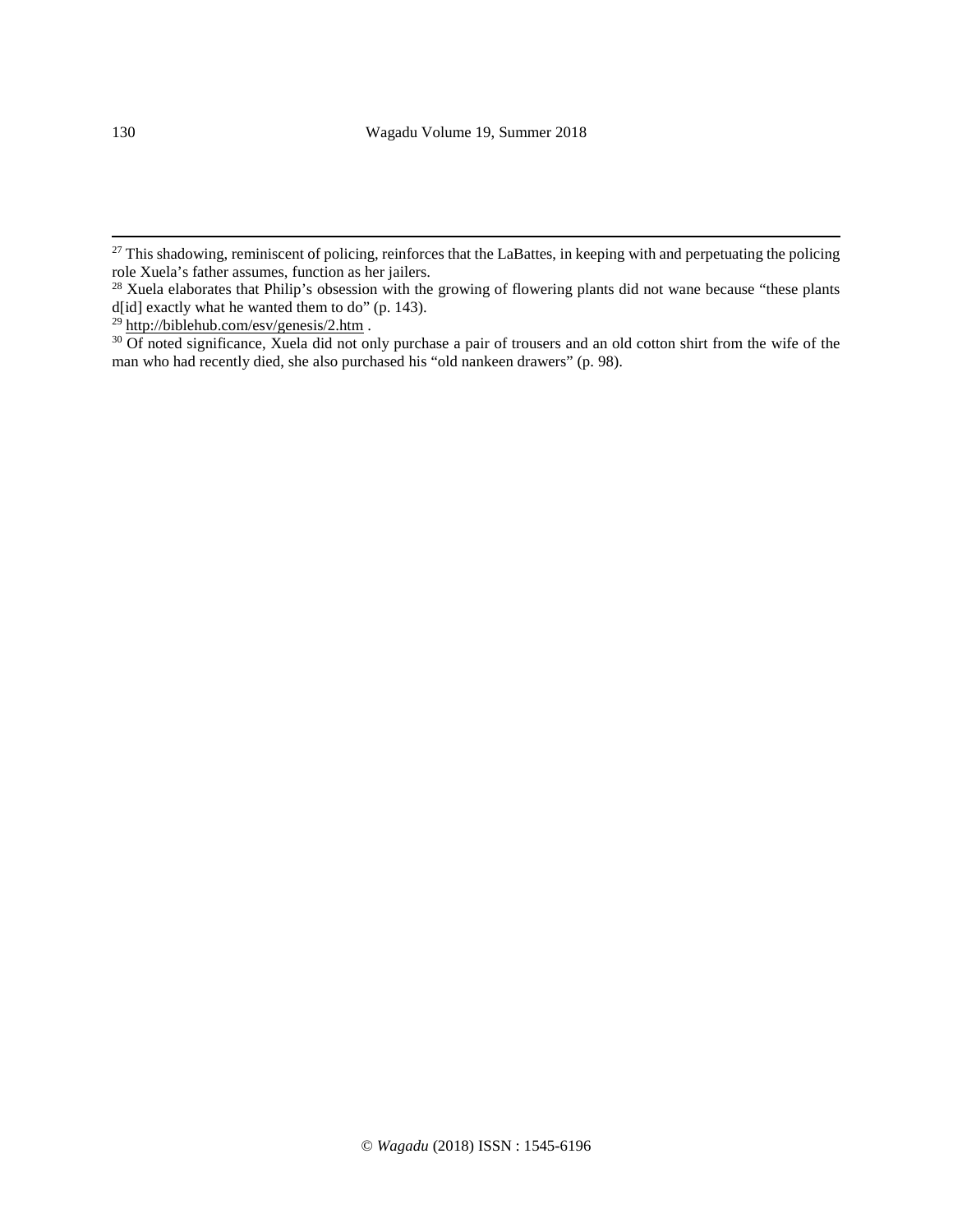[27] This shadowing, reminiscent of policing, reinforces that the LaBattes, in keeping with and perpetuating the policing role Xuela's father assumes, function as her jailers.

[28] Xuela elaborates that Philip's obsession with the growing of flowering plants did not wane because "these plants d[id] exactly what he wanted them to do" (p. 143).

[29] http://biblehub.com/esv/genesis/2.htm .

[30] Of noted significance, Xuela did not only purchase a pair of trousers and an old cotton shirt from the wife of the man who had recently died, she also purchased his "old nankeen drawers" (p. 98).